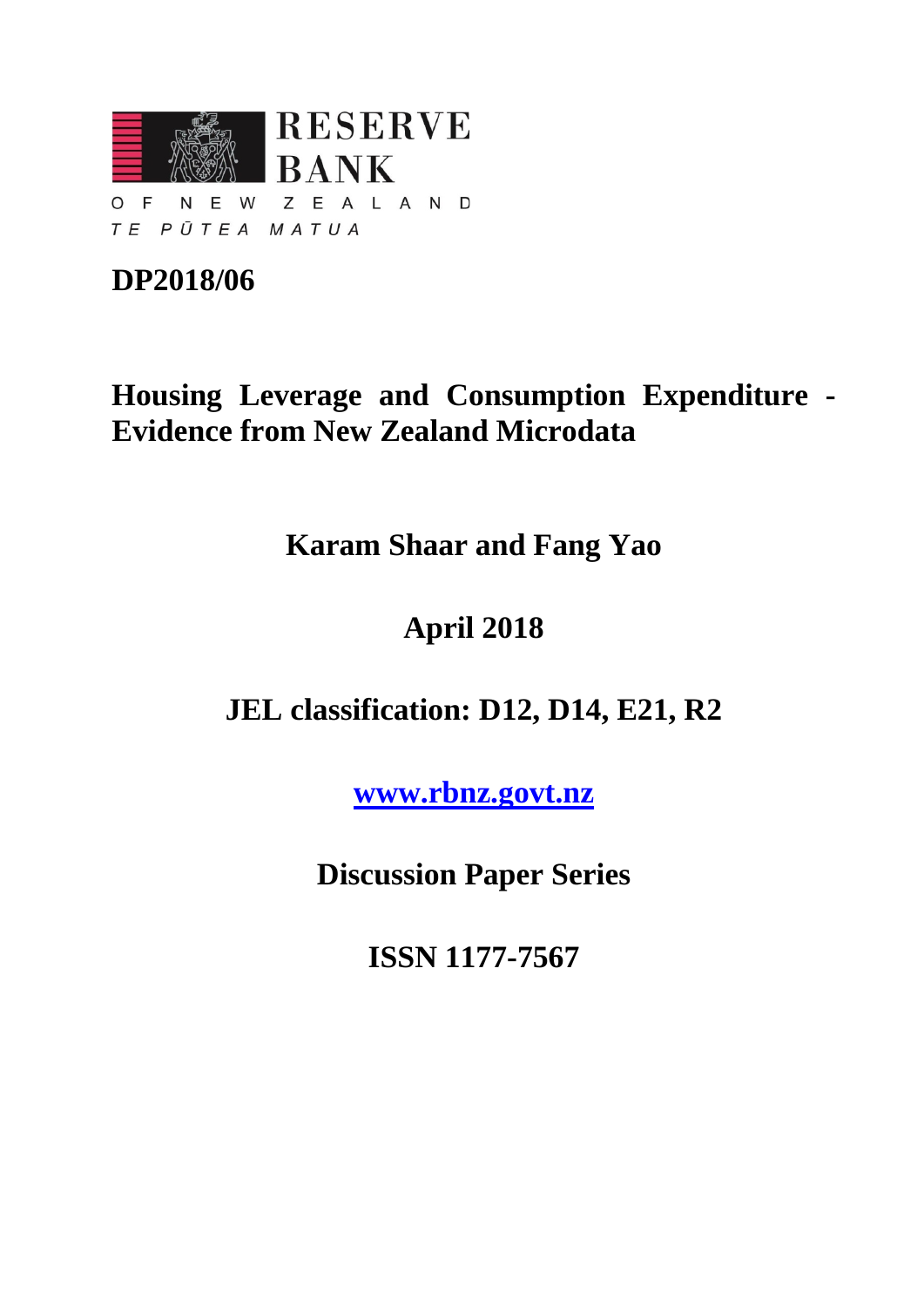RESERVE BANK

OF NEW ZEALAND

*TE PŪTEA MATUA*

**DP2018/06**

# Housing Leverage and Consumption Expenditure - Evidence from New Zealand Microdata

**Karam Shaar and Fang Yao**

**April 2018**

**JEL classification: D12, D14, E21, R2**

**www.rbnz.govt.nz**

**Discussion Paper Series**

**ISSN 1177-7567**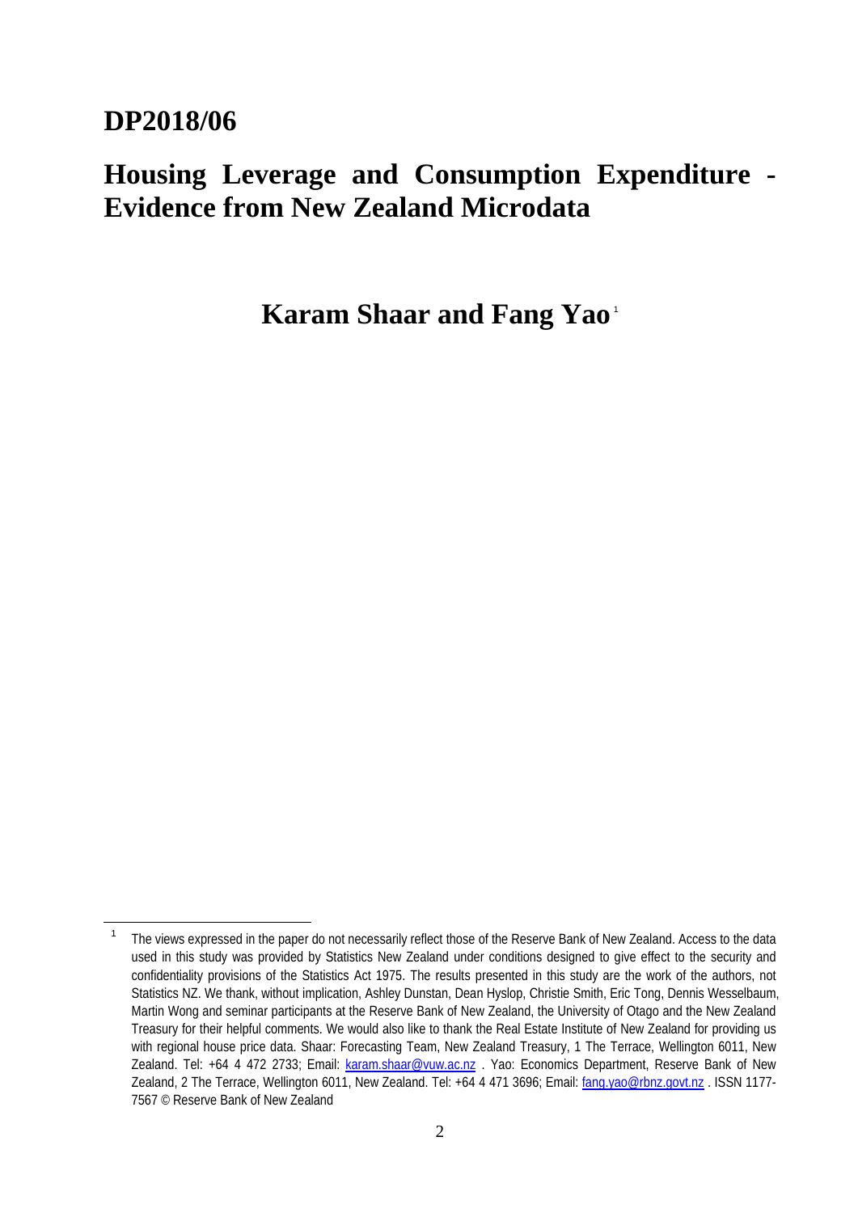# DP2018/06

# Housing Leverage and Consumption Expenditure - Evidence from New Zealand Microdata

**Karam Shaar and Fang Yao**[1]

---

[1] The views expressed in the paper do not necessarily reflect those of the Reserve Bank of New Zealand. Access to the data used in this study was provided by Statistics New Zealand under conditions designed to give effect to the security and confidentiality provisions of the Statistics Act 1975. The results presented in this study are the work of the authors, not Statistics NZ. We thank, without implication, Ashley Dunstan, Dean Hyslop, Christie Smith, Eric Tong, Dennis Wesselbaum, Martin Wong and seminar participants at the Reserve Bank of New Zealand, the University of Otago and the New Zealand Treasury for their helpful comments. We would also like to thank the Real Estate Institute of New Zealand for providing us with regional house price data. Shaar: Forecasting Team, New Zealand Treasury, 1 The Terrace, Wellington 6011, New Zealand. Tel: +64 4 472 2733; Email: karam.shaar@vuw.ac.nz . Yao: Economics Department, Reserve Bank of New Zealand, 2 The Terrace, Wellington 6011, New Zealand. Tel: +64 4 471 3696; Email: fang.yao@rbnz.govt.nz . ISSN 1177-7567 © Reserve Bank of New Zealand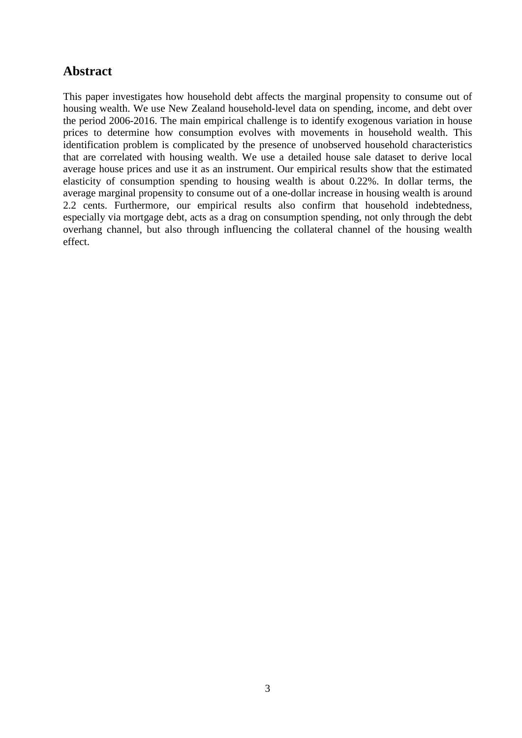## Abstract

This paper investigates how household debt affects the marginal propensity to consume out of housing wealth. We use New Zealand household-level data on spending, income, and debt over the period 2006-2016. The main empirical challenge is to identify exogenous variation in house prices to determine how consumption evolves with movements in household wealth. This identification problem is complicated by the presence of unobserved household characteristics that are correlated with housing wealth. We use a detailed house sale dataset to derive local average house prices and use it as an instrument. Our empirical results show that the estimated elasticity of consumption spending to housing wealth is about 0.22%. In dollar terms, the average marginal propensity to consume out of a one-dollar increase in housing wealth is around 2.2 cents. Furthermore, our empirical results also confirm that household indebtedness, especially via mortgage debt, acts as a drag on consumption spending, not only through the debt overhang channel, but also through influencing the collateral channel of the housing wealth effect.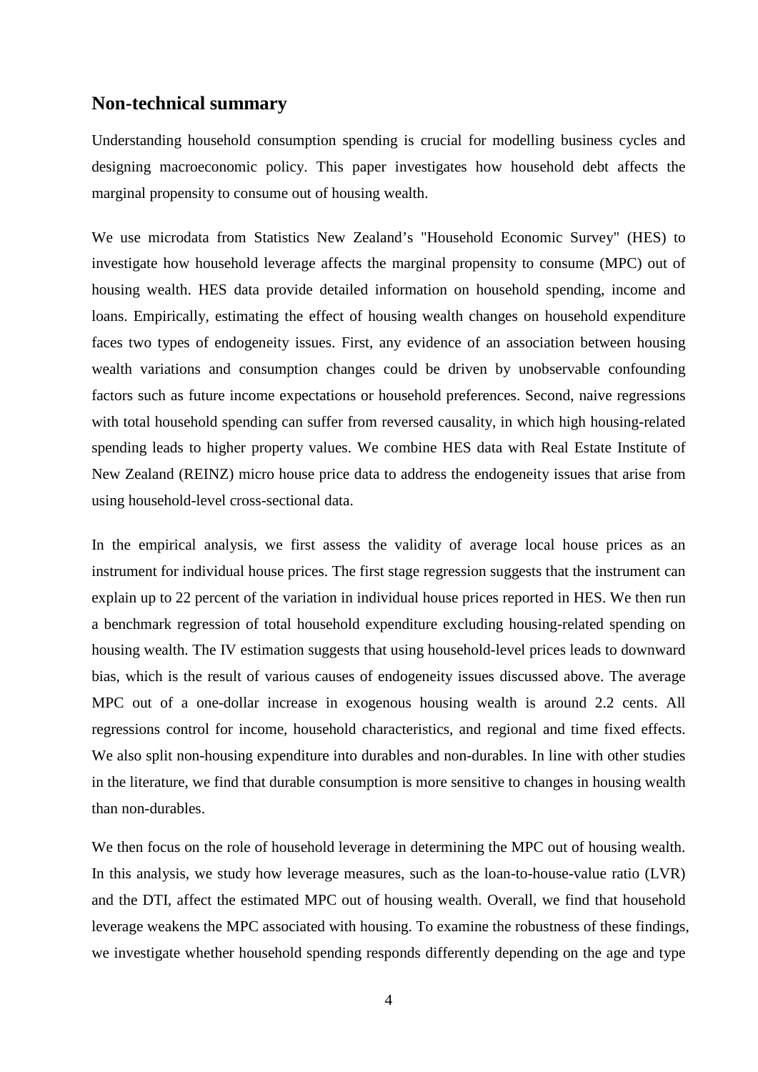## Non-technical summary

Understanding household consumption spending is crucial for modelling business cycles and designing macroeconomic policy. This paper investigates how household debt affects the marginal propensity to consume out of housing wealth.

We use microdata from Statistics New Zealand's "Household Economic Survey" (HES) to investigate how household leverage affects the marginal propensity to consume (MPC) out of housing wealth. HES data provide detailed information on household spending, income and loans. Empirically, estimating the effect of housing wealth changes on household expenditure faces two types of endogeneity issues. First, any evidence of an association between housing wealth variations and consumption changes could be driven by unobservable confounding factors such as future income expectations or household preferences. Second, naive regressions with total household spending can suffer from reversed causality, in which high housing-related spending leads to higher property values. We combine HES data with Real Estate Institute of New Zealand (REINZ) micro house price data to address the endogeneity issues that arise from using household-level cross-sectional data.

In the empirical analysis, we first assess the validity of average local house prices as an instrument for individual house prices. The first stage regression suggests that the instrument can explain up to 22 percent of the variation in individual house prices reported in HES. We then run a benchmark regression of total household expenditure excluding housing-related spending on housing wealth. The IV estimation suggests that using household-level prices leads to downward bias, which is the result of various causes of endogeneity issues discussed above. The average MPC out of a one-dollar increase in exogenous housing wealth is around 2.2 cents. All regressions control for income, household characteristics, and regional and time fixed effects. We also split non-housing expenditure into durables and non-durables. In line with other studies in the literature, we find that durable consumption is more sensitive to changes in housing wealth than non-durables.

We then focus on the role of household leverage in determining the MPC out of housing wealth. In this analysis, we study how leverage measures, such as the loan-to-house-value ratio (LVR) and the DTI, affect the estimated MPC out of housing wealth. Overall, we find that household leverage weakens the MPC associated with housing. To examine the robustness of these findings, we investigate whether household spending responds differently depending on the age and type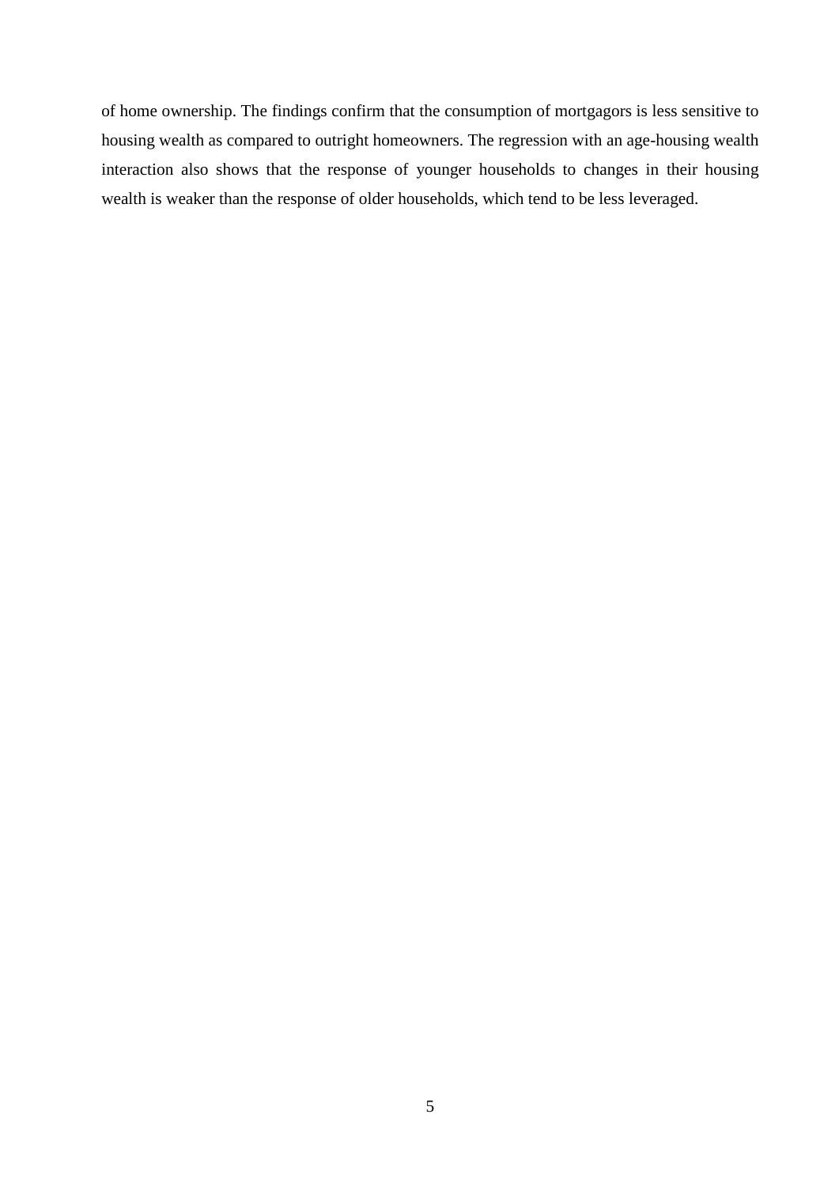of home ownership. The findings confirm that the consumption of mortgagors is less sensitive to housing wealth as compared to outright homeowners. The regression with an age-housing wealth interaction also shows that the response of younger households to changes in their housing wealth is weaker than the response of older households, which tend to be less leveraged.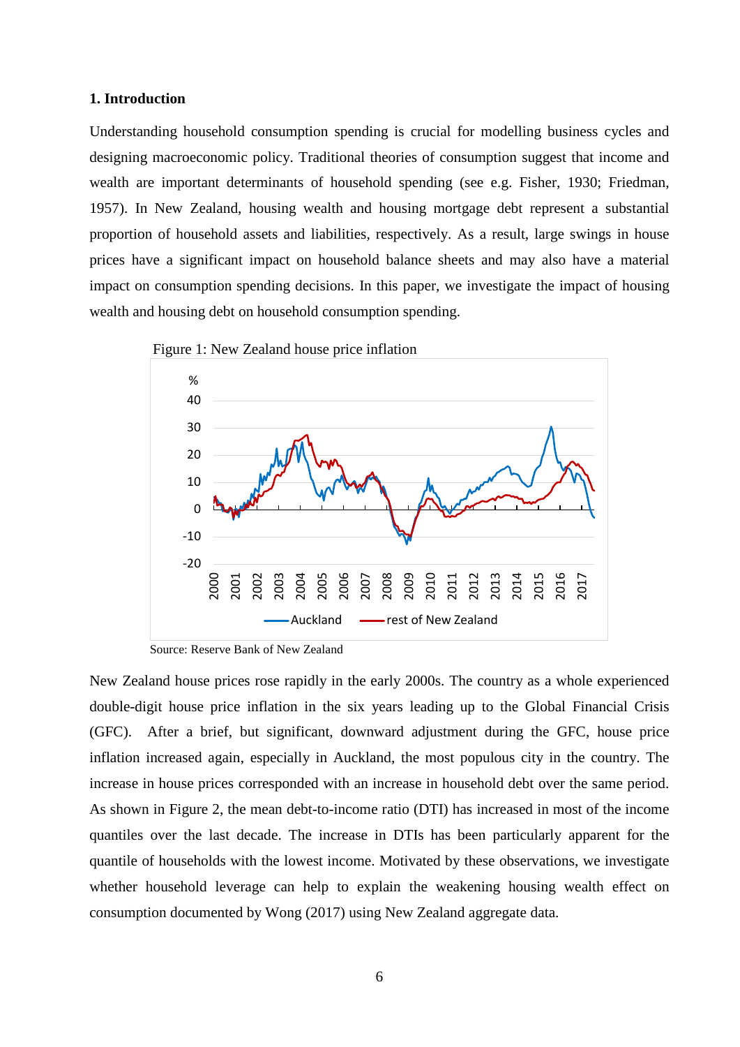## 1. Introduction

Understanding household consumption spending is crucial for modelling business cycles and designing macroeconomic policy. Traditional theories of consumption suggest that income and wealth are important determinants of household spending (see e.g. Fisher, 1930; Friedman, 1957). In New Zealand, housing wealth and housing mortgage debt represent a substantial proportion of household assets and liabilities, respectively. As a result, large swings in house prices have a significant impact on household balance sheets and may also have a material impact on consumption spending decisions. In this paper, we investigate the impact of housing wealth and housing debt on household consumption spending.

Figure 1: New Zealand house price inflation

Source: Reserve Bank of New Zealand

New Zealand house prices rose rapidly in the early 2000s. The country as a whole experienced double-digit house price inflation in the six years leading up to the Global Financial Crisis (GFC). After a brief, but significant, downward adjustment during the GFC, house price inflation increased again, especially in Auckland, the most populous city in the country. The increase in house prices corresponded with an increase in household debt over the same period. As shown in Figure 2, the mean debt-to-income ratio (DTI) has increased in most of the income quantiles over the last decade. The increase in DTIs has been particularly apparent for the quantile of households with the lowest income. Motivated by these observations, we investigate whether household leverage can help to explain the weakening housing wealth effect on consumption documented by Wong (2017) using New Zealand aggregate data.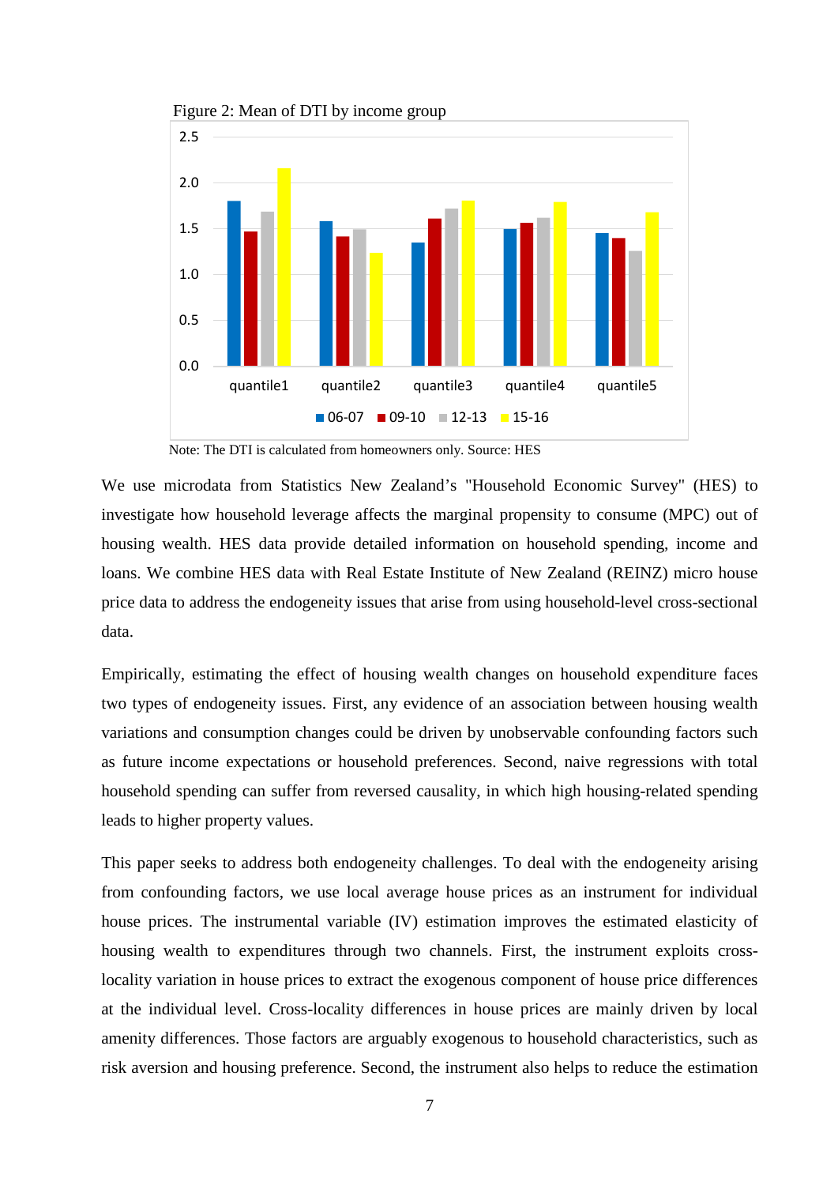Figure 2: Mean of DTI by income group

Note: The DTI is calculated from homeowners only. Source: HES

We use microdata from Statistics New Zealand's "Household Economic Survey" (HES) to investigate how household leverage affects the marginal propensity to consume (MPC) out of housing wealth. HES data provide detailed information on household spending, income and loans. We combine HES data with Real Estate Institute of New Zealand (REINZ) micro house price data to address the endogeneity issues that arise from using household-level cross-sectional data.

Empirically, estimating the effect of housing wealth changes on household expenditure faces two types of endogeneity issues. First, any evidence of an association between housing wealth variations and consumption changes could be driven by unobservable confounding factors such as future income expectations or household preferences. Second, naive regressions with total household spending can suffer from reversed causality, in which high housing-related spending leads to higher property values.

This paper seeks to address both endogeneity challenges. To deal with the endogeneity arising from confounding factors, we use local average house prices as an instrument for individual house prices. The instrumental variable (IV) estimation improves the estimated elasticity of housing wealth to expenditures through two channels. First, the instrument exploits cross-locality variation in house prices to extract the exogenous component of house price differences at the individual level. Cross-locality differences in house prices are mainly driven by local amenity differences. Those factors are arguably exogenous to household characteristics, such as risk aversion and housing preference. Second, the instrument also helps to reduce the estimation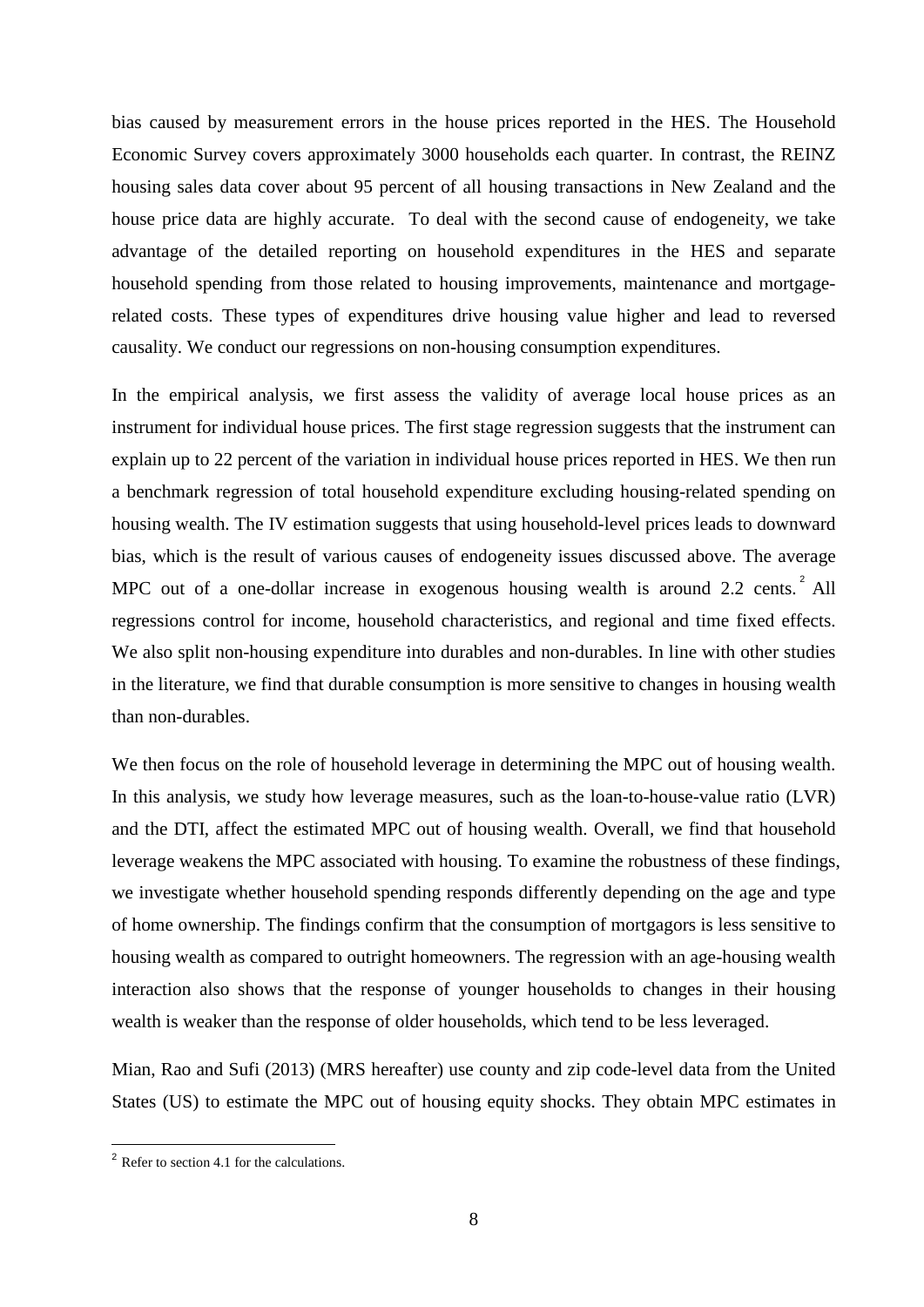bias caused by measurement errors in the house prices reported in the HES. The Household Economic Survey covers approximately 3000 households each quarter. In contrast, the REINZ housing sales data cover about 95 percent of all housing transactions in New Zealand and the house price data are highly accurate. To deal with the second cause of endogeneity, we take advantage of the detailed reporting on household expenditures in the HES and separate household spending from those related to housing improvements, maintenance and mortgage-related costs. These types of expenditures drive housing value higher and lead to reversed causality. We conduct our regressions on non-housing consumption expenditures.

In the empirical analysis, we first assess the validity of average local house prices as an instrument for individual house prices. The first stage regression suggests that the instrument can explain up to 22 percent of the variation in individual house prices reported in HES. We then run a benchmark regression of total household expenditure excluding housing-related spending on housing wealth. The IV estimation suggests that using household-level prices leads to downward bias, which is the result of various causes of endogeneity issues discussed above. The average MPC out of a one-dollar increase in exogenous housing wealth is around 2.2 cents.[2] All regressions control for income, household characteristics, and regional and time fixed effects. We also split non-housing expenditure into durables and non-durables. In line with other studies in the literature, we find that durable consumption is more sensitive to changes in housing wealth than non-durables.

We then focus on the role of household leverage in determining the MPC out of housing wealth. In this analysis, we study how leverage measures, such as the loan-to-house-value ratio (LVR) and the DTI, affect the estimated MPC out of housing wealth. Overall, we find that household leverage weakens the MPC associated with housing. To examine the robustness of these findings, we investigate whether household spending responds differently depending on the age and type of home ownership. The findings confirm that the consumption of mortgagors is less sensitive to housing wealth as compared to outright homeowners. The regression with an age-housing wealth interaction also shows that the response of younger households to changes in their housing wealth is weaker than the response of older households, which tend to be less leveraged.

Mian, Rao and Sufi (2013) (MRS hereafter) use county and zip code-level data from the United States (US) to estimate the MPC out of housing equity shocks. They obtain MPC estimates in

[2] Refer to section 4.1 for the calculations.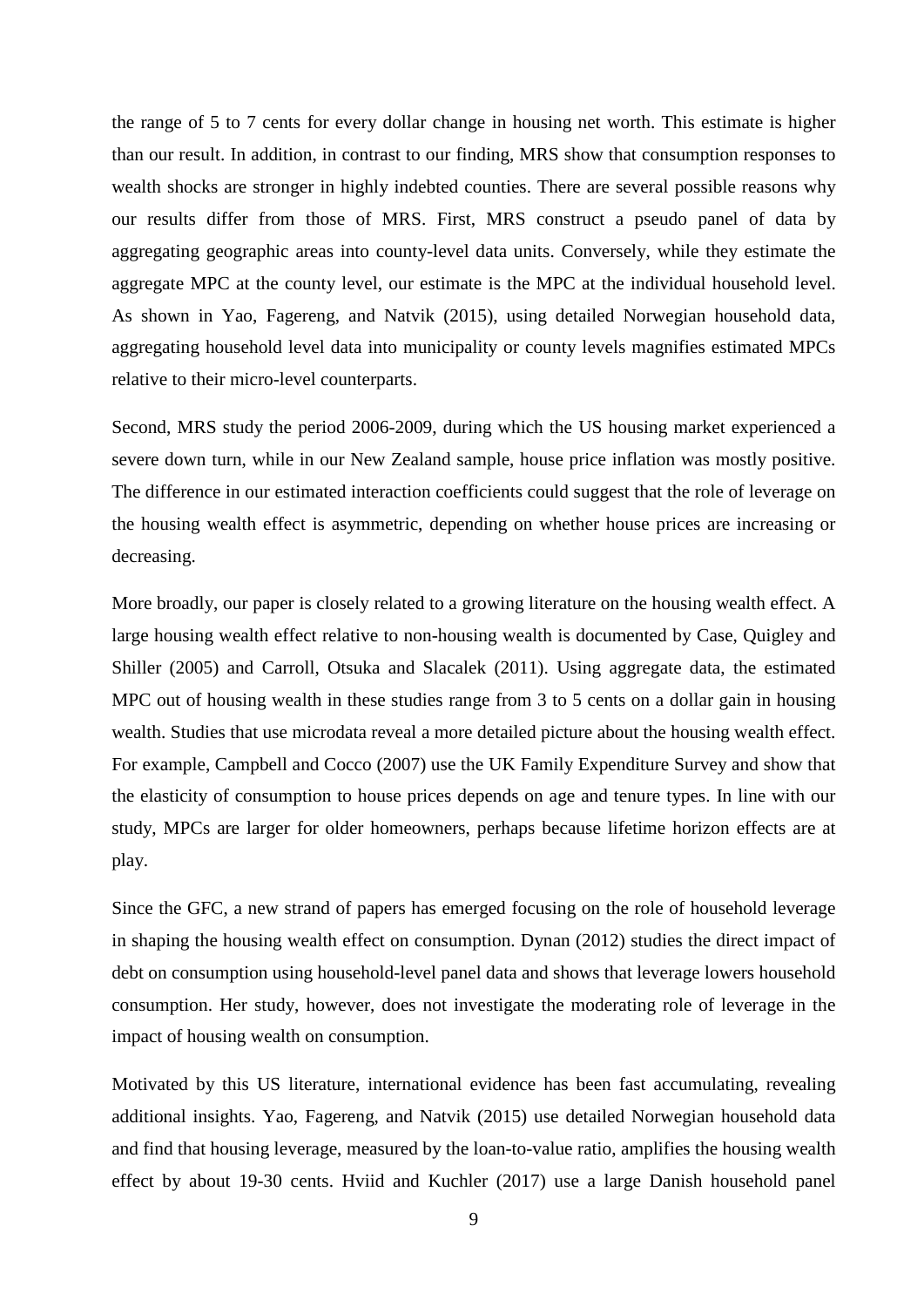the range of 5 to 7 cents for every dollar change in housing net worth. This estimate is higher than our result. In addition, in contrast to our finding, MRS show that consumption responses to wealth shocks are stronger in highly indebted counties. There are several possible reasons why our results differ from those of MRS. First, MRS construct a pseudo panel of data by aggregating geographic areas into county-level data units. Conversely, while they estimate the aggregate MPC at the county level, our estimate is the MPC at the individual household level. As shown in Yao, Fagereng, and Natvik (2015), using detailed Norwegian household data, aggregating household level data into municipality or county levels magnifies estimated MPCs relative to their micro-level counterparts.

Second, MRS study the period 2006-2009, during which the US housing market experienced a severe down turn, while in our New Zealand sample, house price inflation was mostly positive. The difference in our estimated interaction coefficients could suggest that the role of leverage on the housing wealth effect is asymmetric, depending on whether house prices are increasing or decreasing.

More broadly, our paper is closely related to a growing literature on the housing wealth effect. A large housing wealth effect relative to non-housing wealth is documented by Case, Quigley and Shiller (2005) and Carroll, Otsuka and Slacalek (2011). Using aggregate data, the estimated MPC out of housing wealth in these studies range from 3 to 5 cents on a dollar gain in housing wealth. Studies that use microdata reveal a more detailed picture about the housing wealth effect. For example, Campbell and Cocco (2007) use the UK Family Expenditure Survey and show that the elasticity of consumption to house prices depends on age and tenure types. In line with our study, MPCs are larger for older homeowners, perhaps because lifetime horizon effects are at play.

Since the GFC, a new strand of papers has emerged focusing on the role of household leverage in shaping the housing wealth effect on consumption. Dynan (2012) studies the direct impact of debt on consumption using household-level panel data and shows that leverage lowers household consumption. Her study, however, does not investigate the moderating role of leverage in the impact of housing wealth on consumption.

Motivated by this US literature, international evidence has been fast accumulating, revealing additional insights. Yao, Fagereng, and Natvik (2015) use detailed Norwegian household data and find that housing leverage, measured by the loan-to-value ratio, amplifies the housing wealth effect by about 19-30 cents. Hviid and Kuchler (2017) use a large Danish household panel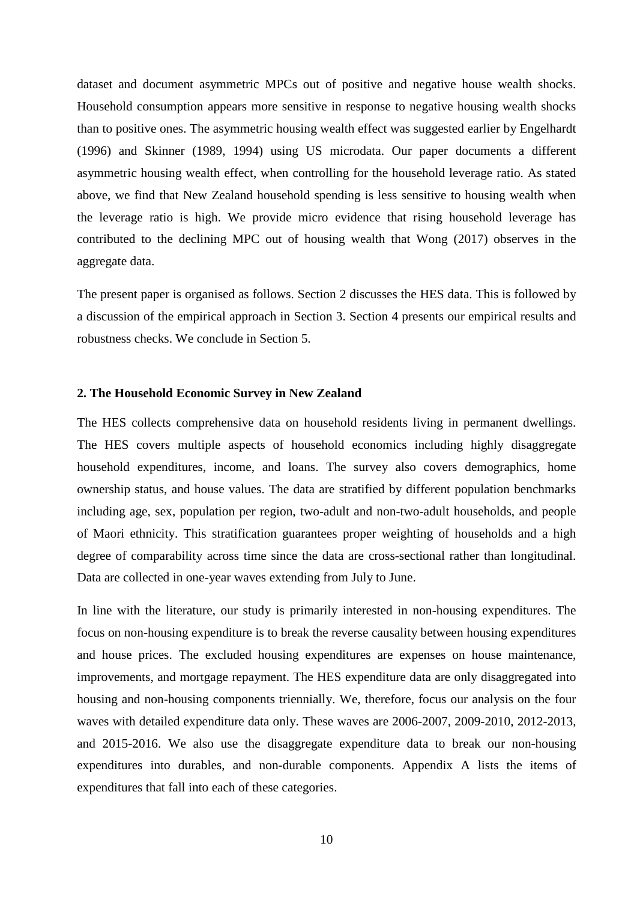dataset and document asymmetric MPCs out of positive and negative house wealth shocks. Household consumption appears more sensitive in response to negative housing wealth shocks than to positive ones. The asymmetric housing wealth effect was suggested earlier by Engelhardt (1996) and Skinner (1989, 1994) using US microdata. Our paper documents a different asymmetric housing wealth effect, when controlling for the household leverage ratio. As stated above, we find that New Zealand household spending is less sensitive to housing wealth when the leverage ratio is high. We provide micro evidence that rising household leverage has contributed to the declining MPC out of housing wealth that Wong (2017) observes in the aggregate data.

The present paper is organised as follows. Section 2 discusses the HES data. This is followed by a discussion of the empirical approach in Section 3. Section 4 presents our empirical results and robustness checks. We conclude in Section 5.

## 2. The Household Economic Survey in New Zealand

The HES collects comprehensive data on household residents living in permanent dwellings. The HES covers multiple aspects of household economics including highly disaggregate household expenditures, income, and loans. The survey also covers demographics, home ownership status, and house values. The data are stratified by different population benchmarks including age, sex, population per region, two-adult and non-two-adult households, and people of Maori ethnicity. This stratification guarantees proper weighting of households and a high degree of comparability across time since the data are cross-sectional rather than longitudinal. Data are collected in one-year waves extending from July to June.

In line with the literature, our study is primarily interested in non-housing expenditures. The focus on non-housing expenditure is to break the reverse causality between housing expenditures and house prices. The excluded housing expenditures are expenses on house maintenance, improvements, and mortgage repayment. The HES expenditure data are only disaggregated into housing and non-housing components triennially. We, therefore, focus our analysis on the four waves with detailed expenditure data only. These waves are 2006-2007, 2009-2010, 2012-2013, and 2015-2016. We also use the disaggregate expenditure data to break our non-housing expenditures into durables, and non-durable components. Appendix A lists the items of expenditures that fall into each of these categories.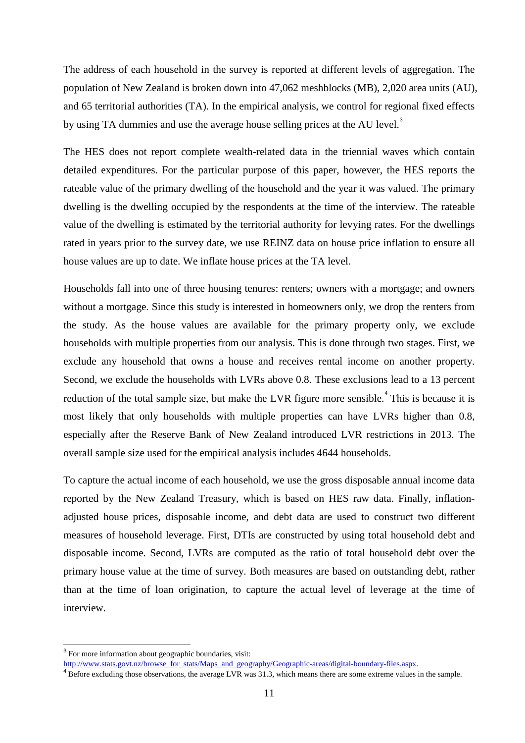The address of each household in the survey is reported at different levels of aggregation. The population of New Zealand is broken down into 47,062 meshblocks (MB), 2,020 area units (AU), and 65 territorial authorities (TA). In the empirical analysis, we control for regional fixed effects by using TA dummies and use the average house selling prices at the AU level.[3]

The HES does not report complete wealth-related data in the triennial waves which contain detailed expenditures. For the particular purpose of this paper, however, the HES reports the rateable value of the primary dwelling of the household and the year it was valued. The primary dwelling is the dwelling occupied by the respondents at the time of the interview. The rateable value of the dwelling is estimated by the territorial authority for levying rates. For the dwellings rated in years prior to the survey date, we use REINZ data on house price inflation to ensure all house values are up to date. We inflate house prices at the TA level.

Households fall into one of three housing tenures: renters; owners with a mortgage; and owners without a mortgage. Since this study is interested in homeowners only, we drop the renters from the study. As the house values are available for the primary property only, we exclude households with multiple properties from our analysis. This is done through two stages. First, we exclude any household that owns a house and receives rental income on another property. Second, we exclude the households with LVRs above 0.8. These exclusions lead to a 13 percent reduction of the total sample size, but make the LVR figure more sensible.[4] This is because it is most likely that only households with multiple properties can have LVRs higher than 0.8, especially after the Reserve Bank of New Zealand introduced LVR restrictions in 2013. The overall sample size used for the empirical analysis includes 4644 households.

To capture the actual income of each household, we use the gross disposable annual income data reported by the New Zealand Treasury, which is based on HES raw data. Finally, inflation-adjusted house prices, disposable income, and debt data are used to construct two different measures of household leverage. First, DTIs are constructed by using total household debt and disposable income. Second, LVRs are computed as the ratio of total household debt over the primary house value at the time of survey. Both measures are based on outstanding debt, rather than at the time of loan origination, to capture the actual level of leverage at the time of interview.

---

[3] For more information about geographic boundaries, visit: http://www.stats.govt.nz/browse_for_stats/Maps_and_geography/Geographic-areas/digital-boundary-files.aspx.

[4] Before excluding those observations, the average LVR was 31.3, which means there are some extreme values in the sample.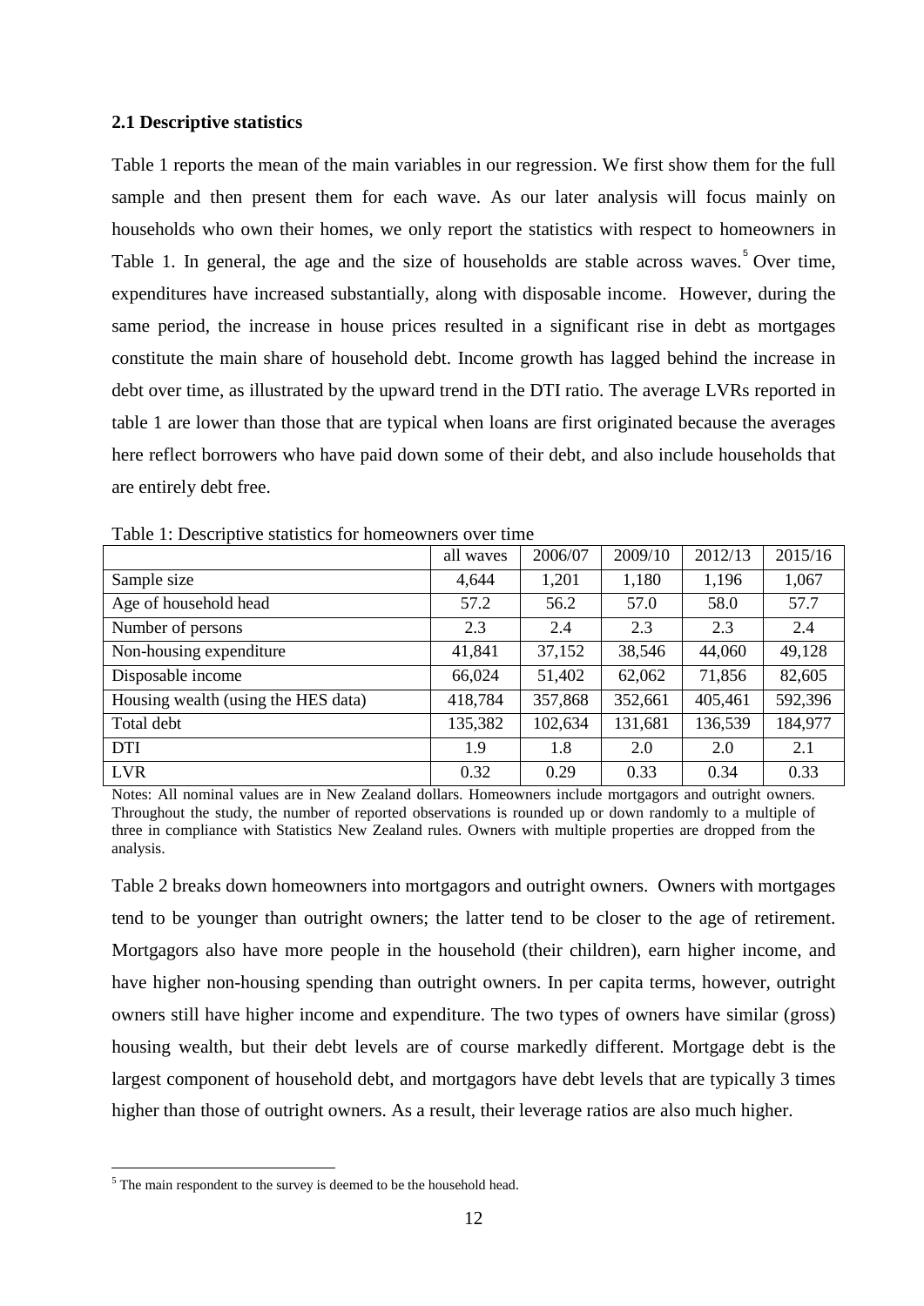### 2.1 Descriptive statistics

Table 1 reports the mean of the main variables in our regression. We first show them for the full sample and then present them for each wave. As our later analysis will focus mainly on households who own their homes, we only report the statistics with respect to homeowners in Table 1. In general, the age and the size of households are stable across waves.[5] Over time, expenditures have increased substantially, along with disposable income. However, during the same period, the increase in house prices resulted in a significant rise in debt as mortgages constitute the main share of household debt. Income growth has lagged behind the increase in debt over time, as illustrated by the upward trend in the DTI ratio. The average LVRs reported in table 1 are lower than those that are typical when loans are first originated because the averages here reflect borrowers who have paid down some of their debt, and also include households that are entirely debt free.

Table 1: Descriptive statistics for homeowners over time

| | all waves | 2006/07 | 2009/10 | 2012/13 | 2015/16 |
|---|---|---|---|---|---|
| Sample size | 4,644 | 1,201 | 1,180 | 1,196 | 1,067 |
| Age of household head | 57.2 | 56.2 | 57.0 | 58.0 | 57.7 |
| Number of persons | 2.3 | 2.4 | 2.3 | 2.3 | 2.4 |
| Non-housing expenditure | 41,841 | 37,152 | 38,546 | 44,060 | 49,128 |
| Disposable income | 66,024 | 51,402 | 62,062 | 71,856 | 82,605 |
| Housing wealth (using the HES data) | 418,784 | 357,868 | 352,661 | 405,461 | 592,396 |
| Total debt | 135,382 | 102,634 | 131,681 | 136,539 | 184,977 |
| DTI | 1.9 | 1.8 | 2.0 | 2.0 | 2.1 |
| LVR | 0.32 | 0.29 | 0.33 | 0.34 | 0.33 |

Notes: All nominal values are in New Zealand dollars. Homeowners include mortgagors and outright owners. Throughout the study, the number of reported observations is rounded up or down randomly to a multiple of three in compliance with Statistics New Zealand rules. Owners with multiple properties are dropped from the analysis.

Table 2 breaks down homeowners into mortgagors and outright owners. Owners with mortgages tend to be younger than outright owners; the latter tend to be closer to the age of retirement. Mortgagors also have more people in the household (their children), earn higher income, and have higher non-housing spending than outright owners. In per capita terms, however, outright owners still have higher income and expenditure. The two types of owners have similar (gross) housing wealth, but their debt levels are of course markedly different. Mortgage debt is the largest component of household debt, and mortgagors have debt levels that are typically 3 times higher than those of outright owners. As a result, their leverage ratios are also much higher.

[5] The main respondent to the survey is deemed to be the household head.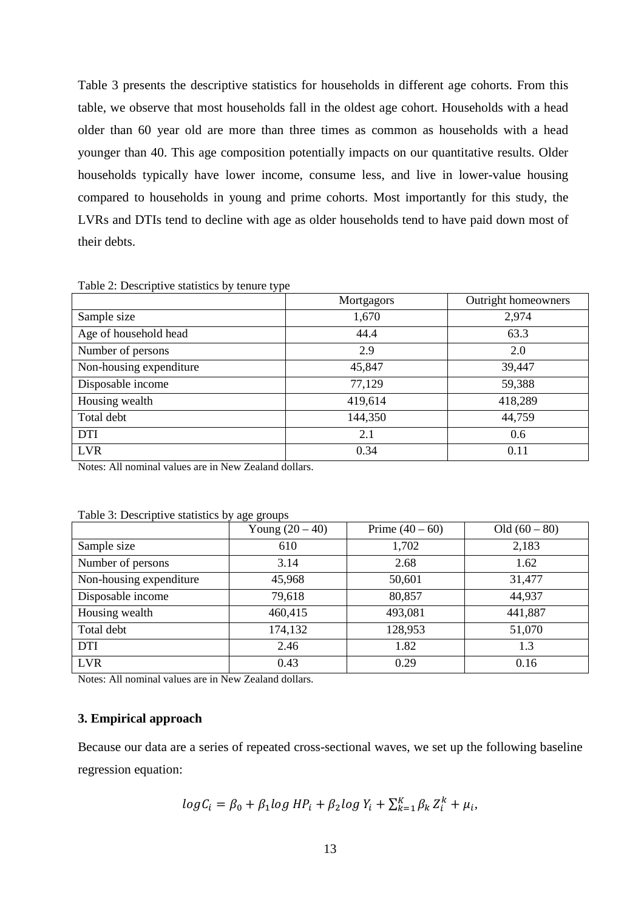Table 3 presents the descriptive statistics for households in different age cohorts. From this table, we observe that most households fall in the oldest age cohort. Households with a head older than 60 year old are more than three times as common as households with a head younger than 40. This age composition potentially impacts on our quantitative results. Older households typically have lower income, consume less, and live in lower-value housing compared to households in young and prime cohorts. Most importantly for this study, the LVRs and DTIs tend to decline with age as older households tend to have paid down most of their debts.

Table 2: Descriptive statistics by tenure type

| | Mortgagors | Outright homeowners |
|---|---|---|
| Sample size | 1,670 | 2,974 |
| Age of household head | 44.4 | 63.3 |
| Number of persons | 2.9 | 2.0 |
| Non-housing expenditure | 45,847 | 39,447 |
| Disposable income | 77,129 | 59,388 |
| Housing wealth | 419,614 | 418,289 |
| Total debt | 144,350 | 44,759 |
| DTI | 2.1 | 0.6 |
| LVR | 0.34 | 0.11 |

Notes: All nominal values are in New Zealand dollars.

Table 3: Descriptive statistics by age groups

| | Young (20 – 40) | Prime (40 – 60) | Old (60 – 80) |
|---|---|---|---|
| Sample size | 610 | 1,702 | 2,183 |
| Number of persons | 3.14 | 2.68 | 1.62 |
| Non-housing expenditure | 45,968 | 50,601 | 31,477 |
| Disposable income | 79,618 | 80,857 | 44,937 |
| Housing wealth | 460,415 | 493,081 | 441,887 |
| Total debt | 174,132 | 128,953 | 51,070 |
| DTI | 2.46 | 1.82 | 1.3 |
| LVR | 0.43 | 0.29 | 0.16 |

Notes: All nominal values are in New Zealand dollars.

### 3. Empirical approach

Because our data are a series of repeated cross-sectional waves, we set up the following baseline regression equation:

$$log C_i = \beta_0 + \beta_1 log\, HP_i + \beta_2 log\, Y_i + \sum_{k=1}^{K} \beta_k Z_i^k + \mu_i,$$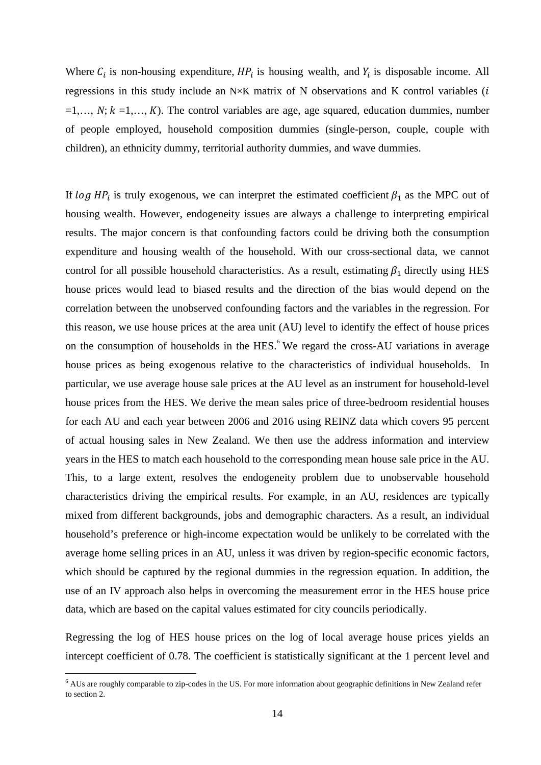Where $C_i$ is non-housing expenditure, $HP_i$ is housing wealth, and $Y_i$ is disposable income. All regressions in this study include an N×K matrix of N observations and K control variables ($i$ =1,…, $N$; $k$ =1,…, $K$). The control variables are age, age squared, education dummies, number of people employed, household composition dummies (single-person, couple, couple with children), an ethnicity dummy, territorial authority dummies, and wave dummies.

If $log\ HP_i$ is truly exogenous, we can interpret the estimated coefficient $\beta_1$ as the MPC out of housing wealth. However, endogeneity issues are always a challenge to interpreting empirical results. The major concern is that confounding factors could be driving both the consumption expenditure and housing wealth of the household. With our cross-sectional data, we cannot control for all possible household characteristics. As a result, estimating $\beta_1$ directly using HES house prices would lead to biased results and the direction of the bias would depend on the correlation between the unobserved confounding factors and the variables in the regression. For this reason, we use house prices at the area unit (AU) level to identify the effect of house prices on the consumption of households in the HES.[6] We regard the cross-AU variations in average house prices as being exogenous relative to the characteristics of individual households. In particular, we use average house sale prices at the AU level as an instrument for household-level house prices from the HES. We derive the mean sales price of three-bedroom residential houses for each AU and each year between 2006 and 2016 using REINZ data which covers 95 percent of actual housing sales in New Zealand. We then use the address information and interview years in the HES to match each household to the corresponding mean house sale price in the AU. This, to a large extent, resolves the endogeneity problem due to unobservable household characteristics driving the empirical results. For example, in an AU, residences are typically mixed from different backgrounds, jobs and demographic characters. As a result, an individual household's preference or high-income expectation would be unlikely to be correlated with the average home selling prices in an AU, unless it was driven by region-specific economic factors, which should be captured by the regional dummies in the regression equation. In addition, the use of an IV approach also helps in overcoming the measurement error in the HES house price data, which are based on the capital values estimated for city councils periodically.

Regressing the log of HES house prices on the log of local average house prices yields an intercept coefficient of 0.78. The coefficient is statistically significant at the 1 percent level and

[6] AUs are roughly comparable to zip-codes in the US. For more information about geographic definitions in New Zealand refer to section 2.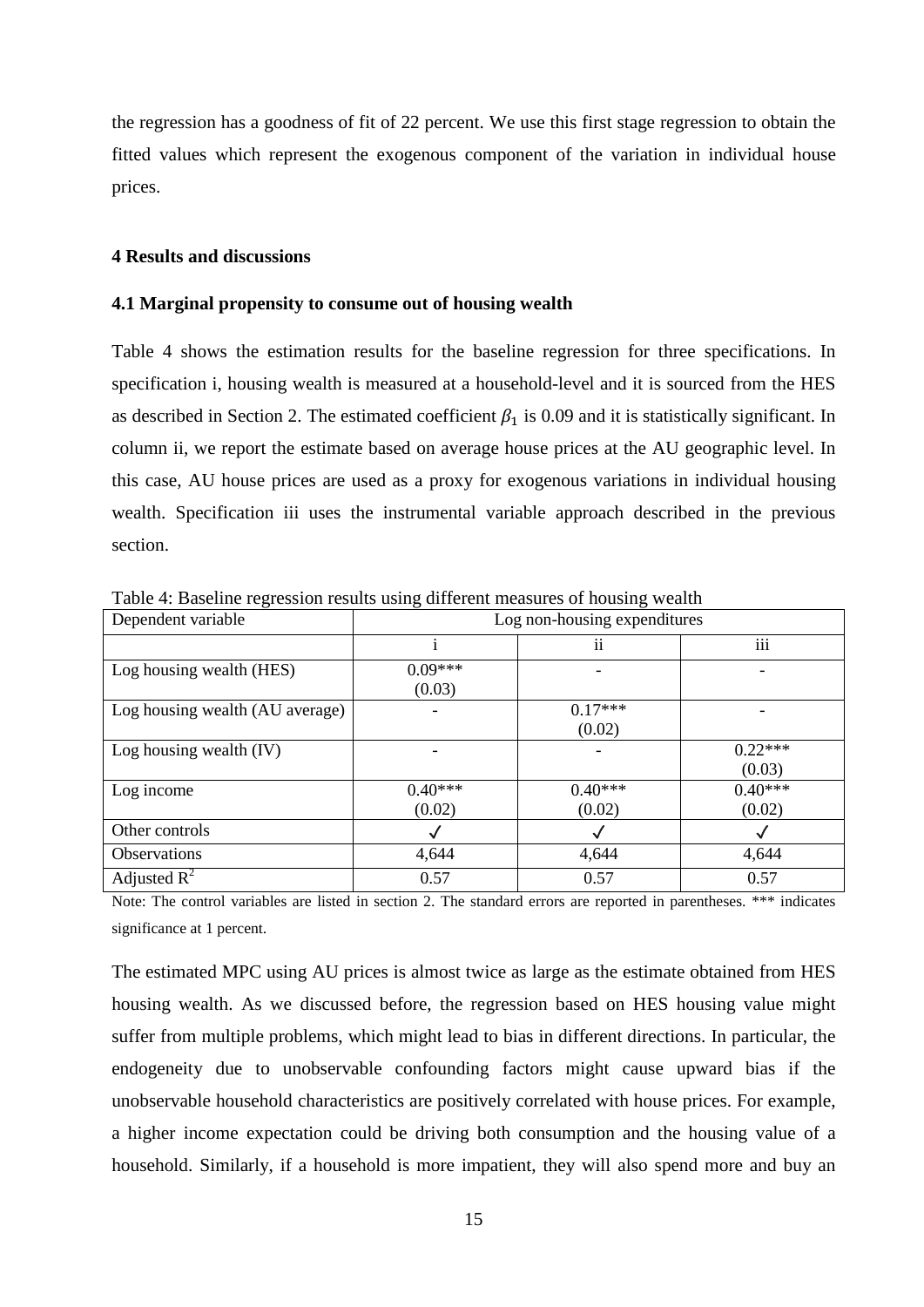the regression has a goodness of fit of 22 percent. We use this first stage regression to obtain the fitted values which represent the exogenous component of the variation in individual house prices.

## 4 Results and discussions

### 4.1 Marginal propensity to consume out of housing wealth

Table 4 shows the estimation results for the baseline regression for three specifications. In specification i, housing wealth is measured at a household-level and it is sourced from the HES as described in Section 2. The estimated coefficient $\beta_1$ is 0.09 and it is statistically significant. In column ii, we report the estimate based on average house prices at the AU geographic level. In this case, AU house prices are used as a proxy for exogenous variations in individual housing wealth. Specification iii uses the instrumental variable approach described in the previous section.

Table 4: Baseline regression results using different measures of housing wealth

| Dependent variable | Log non-housing expenditures | | |
|---|---|---|---|
| | i | ii | iii |
| Log housing wealth (HES) | 0.09***<br>(0.03) | - | - |
| Log housing wealth (AU average) | - | 0.17***<br>(0.02) | - |
| Log housing wealth (IV) | - | - | 0.22***<br>(0.03) |
| Log income | 0.40***<br>(0.02) | 0.40***<br>(0.02) | 0.40***<br>(0.02) |
| Other controls | ✓ | ✓ | ✓ |
| Observations | 4,644 | 4,644 | 4,644 |
| Adjusted $R^2$ | 0.57 | 0.57 | 0.57 |

Note: The control variables are listed in section 2. The standard errors are reported in parentheses. *** indicates significance at 1 percent.

The estimated MPC using AU prices is almost twice as large as the estimate obtained from HES housing wealth. As we discussed before, the regression based on HES housing value might suffer from multiple problems, which might lead to bias in different directions. In particular, the endogeneity due to unobservable confounding factors might cause upward bias if the unobservable household characteristics are positively correlated with house prices. For example, a higher income expectation could be driving both consumption and the housing value of a household. Similarly, if a household is more impatient, they will also spend more and buy an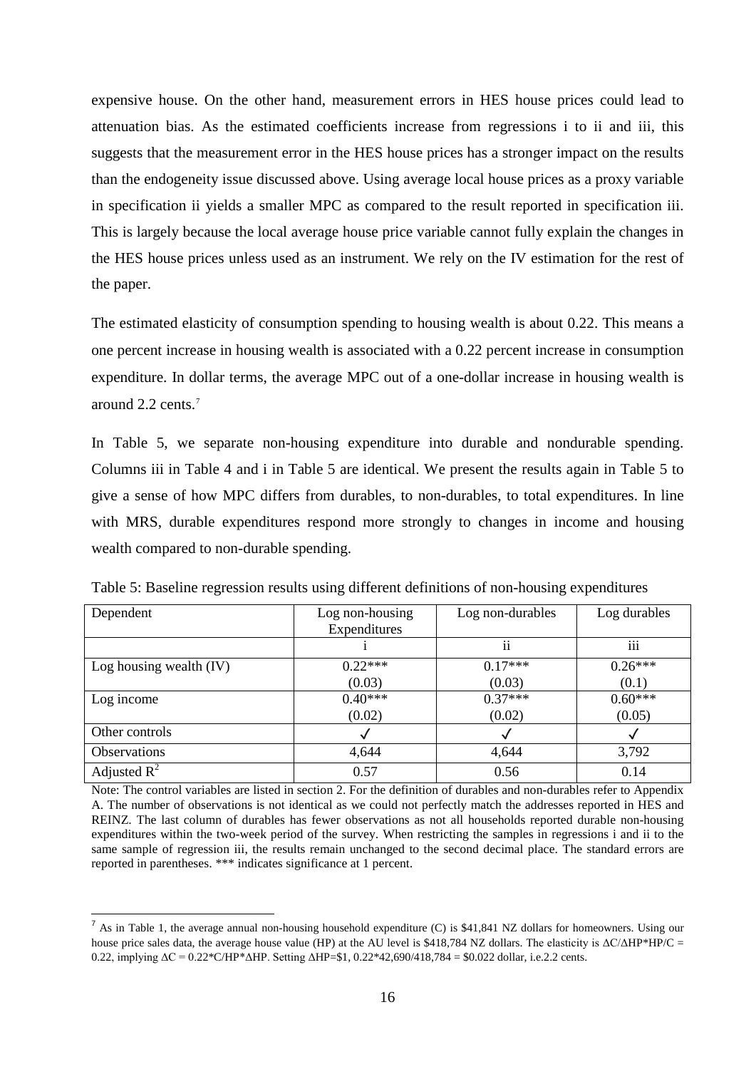expensive house. On the other hand, measurement errors in HES house prices could lead to attenuation bias. As the estimated coefficients increase from regressions i to ii and iii, this suggests that the measurement error in the HES house prices has a stronger impact on the results than the endogeneity issue discussed above. Using average local house prices as a proxy variable in specification ii yields a smaller MPC as compared to the result reported in specification iii. This is largely because the local average house price variable cannot fully explain the changes in the HES house prices unless used as an instrument. We rely on the IV estimation for the rest of the paper.

The estimated elasticity of consumption spending to housing wealth is about 0.22. This means a one percent increase in housing wealth is associated with a 0.22 percent increase in consumption expenditure. In dollar terms, the average MPC out of a one-dollar increase in housing wealth is around 2.2 cents.[7]

In Table 5, we separate non-housing expenditure into durable and nondurable spending. Columns iii in Table 4 and i in Table 5 are identical. We present the results again in Table 5 to give a sense of how MPC differs from durables, to non-durables, to total expenditures. In line with MRS, durable expenditures respond more strongly to changes in income and housing wealth compared to non-durable spending.

Table 5: Baseline regression results using different definitions of non-housing expenditures

| Dependent | Log non-housing Expenditures | Log non-durables | Log durables |
|---|---|---|---|
| | i | ii | iii |
| Log housing wealth (IV) | 0.22***<br>(0.03) | 0.17***<br>(0.03) | 0.26***<br>(0.1) |
| Log income | 0.40***<br>(0.02) | 0.37***<br>(0.02) | 0.60***<br>(0.05) |
| Other controls | ✓ | ✓ | ✓ |
| Observations | 4,644 | 4,644 | 3,792 |
| Adjusted $R^2$ | 0.57 | 0.56 | 0.14 |

Note: The control variables are listed in section 2. For the definition of durables and non-durables refer to Appendix A. The number of observations is not identical as we could not perfectly match the addresses reported in HES and REINZ. The last column of durables has fewer observations as not all households reported durable non-housing expenditures within the two-week period of the survey. When restricting the samples in regressions i and ii to the same sample of regression iii, the results remain unchanged to the second decimal place. The standard errors are reported in parentheses. *** indicates significance at 1 percent.

[7] As in Table 1, the average annual non-housing household expenditure (C) is \$41,841 NZ dollars for homeowners. Using our house price sales data, the average house value (HP) at the AU level is \$418,784 NZ dollars. The elasticity is $\Delta C/\Delta HP*HP/C = 0.22$, implying $\Delta C = 0.22*C/HP*\Delta HP$. Setting $\Delta HP$=\$1, 0.22*42,690/418,784 = \$0.022 dollar, i.e.2.2 cents.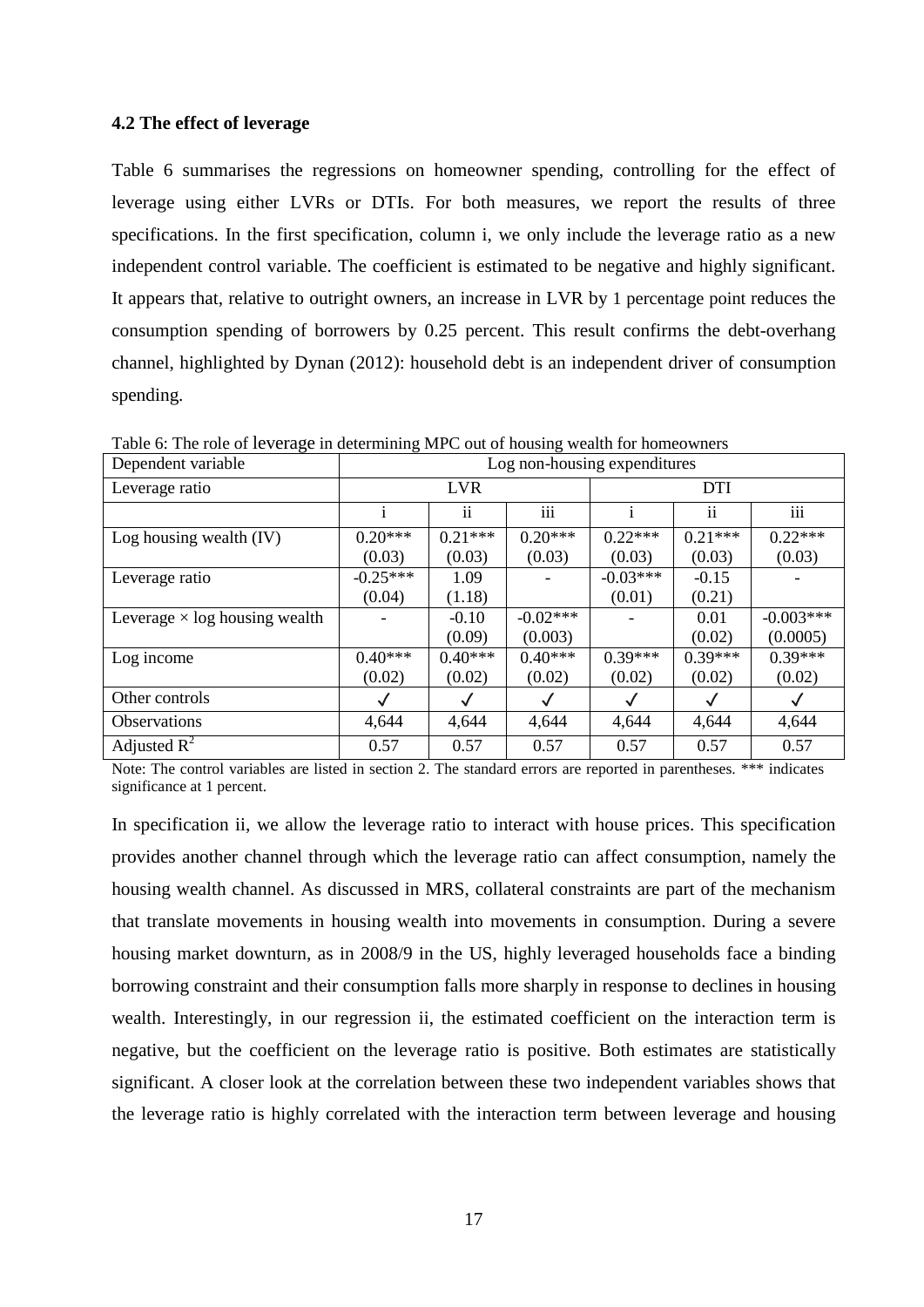### 4.2 The effect of leverage

Table 6 summarises the regressions on homeowner spending, controlling for the effect of leverage using either LVRs or DTIs. For both measures, we report the results of three specifications. In the first specification, column i, we only include the leverage ratio as a new independent control variable. The coefficient is estimated to be negative and highly significant. It appears that, relative to outright owners, an increase in LVR by 1 percentage point reduces the consumption spending of borrowers by 0.25 percent. This result confirms the debt-overhang channel, highlighted by Dynan (2012): household debt is an independent driver of consumption spending.

Table 6: The role of leverage in determining MPC out of housing wealth for homeowners

| Dependent variable | Log non-housing expenditures | | | | | |
|---|---|---|---|---|---|---|
| Leverage ratio | LVR | | | DTI | | |
| | i | ii | iii | i | ii | iii |
| Log housing wealth (IV) | 0.20***<br>(0.03) | 0.21***<br>(0.03) | 0.20***<br>(0.03) | 0.22***<br>(0.03) | 0.21***<br>(0.03) | 0.22***<br>(0.03) |
| Leverage ratio | -0.25***<br>(0.04) | 1.09<br>(1.18) | - | -0.03***<br>(0.01) | -0.15<br>(0.21) | - |
| Leverage × log housing wealth | - | -0.10<br>(0.09) | -0.02***<br>(0.003) | - | 0.01<br>(0.02) | -0.003***<br>(0.0005) |
| Log income | 0.40***<br>(0.02) | 0.40***<br>(0.02) | 0.40***<br>(0.02) | 0.39***<br>(0.02) | 0.39***<br>(0.02) | 0.39***<br>(0.02) |
| Other controls | ✓ | ✓ | ✓ | ✓ | ✓ | ✓ |
| Observations | 4,644 | 4,644 | 4,644 | 4,644 | 4,644 | 4,644 |
| Adjusted $R^2$ | 0.57 | 0.57 | 0.57 | 0.57 | 0.57 | 0.57 |

Note: The control variables are listed in section 2. The standard errors are reported in parentheses. *** indicates significance at 1 percent.

In specification ii, we allow the leverage ratio to interact with house prices. This specification provides another channel through which the leverage ratio can affect consumption, namely the housing wealth channel. As discussed in MRS, collateral constraints are part of the mechanism that translate movements in housing wealth into movements in consumption. During a severe housing market downturn, as in 2008/9 in the US, highly leveraged households face a binding borrowing constraint and their consumption falls more sharply in response to declines in housing wealth. Interestingly, in our regression ii, the estimated coefficient on the interaction term is negative, but the coefficient on the leverage ratio is positive. Both estimates are statistically significant. A closer look at the correlation between these two independent variables shows that the leverage ratio is highly correlated with the interaction term between leverage and housing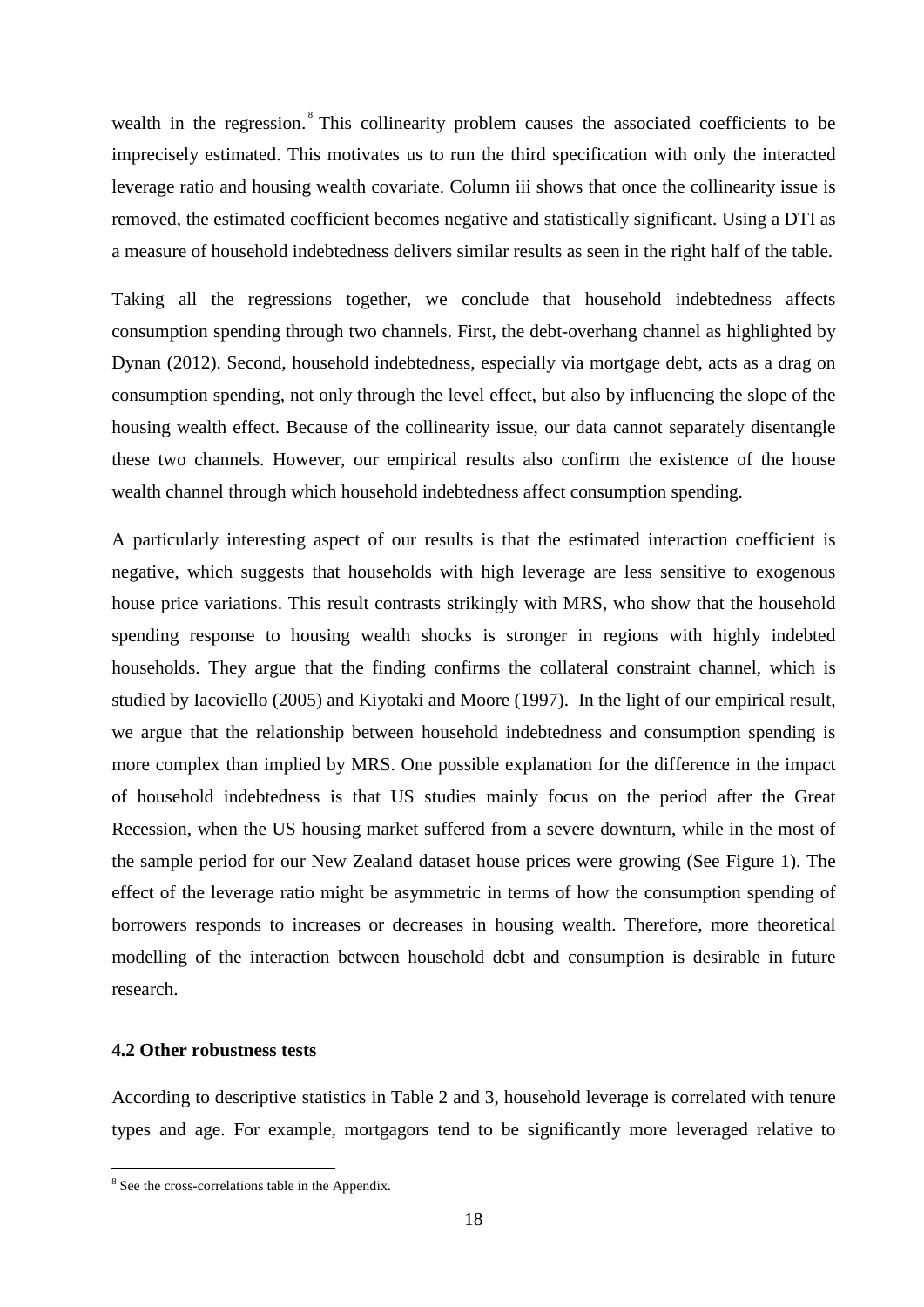wealth in the regression.[8] This collinearity problem causes the associated coefficients to be imprecisely estimated. This motivates us to run the third specification with only the interacted leverage ratio and housing wealth covariate. Column iii shows that once the collinearity issue is removed, the estimated coefficient becomes negative and statistically significant. Using a DTI as a measure of household indebtedness delivers similar results as seen in the right half of the table.

Taking all the regressions together, we conclude that household indebtedness affects consumption spending through two channels. First, the debt-overhang channel as highlighted by Dynan (2012). Second, household indebtedness, especially via mortgage debt, acts as a drag on consumption spending, not only through the level effect, but also by influencing the slope of the housing wealth effect. Because of the collinearity issue, our data cannot separately disentangle these two channels. However, our empirical results also confirm the existence of the house wealth channel through which household indebtedness affect consumption spending.

A particularly interesting aspect of our results is that the estimated interaction coefficient is negative, which suggests that households with high leverage are less sensitive to exogenous house price variations. This result contrasts strikingly with MRS, who show that the household spending response to housing wealth shocks is stronger in regions with highly indebted households. They argue that the finding confirms the collateral constraint channel, which is studied by Iacoviello (2005) and Kiyotaki and Moore (1997). In the light of our empirical result, we argue that the relationship between household indebtedness and consumption spending is more complex than implied by MRS. One possible explanation for the difference in the impact of household indebtedness is that US studies mainly focus on the period after the Great Recession, when the US housing market suffered from a severe downturn, while in the most of the sample period for our New Zealand dataset house prices were growing (See Figure 1). The effect of the leverage ratio might be asymmetric in terms of how the consumption spending of borrowers responds to increases or decreases in housing wealth. Therefore, more theoretical modelling of the interaction between household debt and consumption is desirable in future research.

### 4.2 Other robustness tests

According to descriptive statistics in Table 2 and 3, household leverage is correlated with tenure types and age. For example, mortgagors tend to be significantly more leveraged relative to

[8] See the cross-correlations table in the Appendix.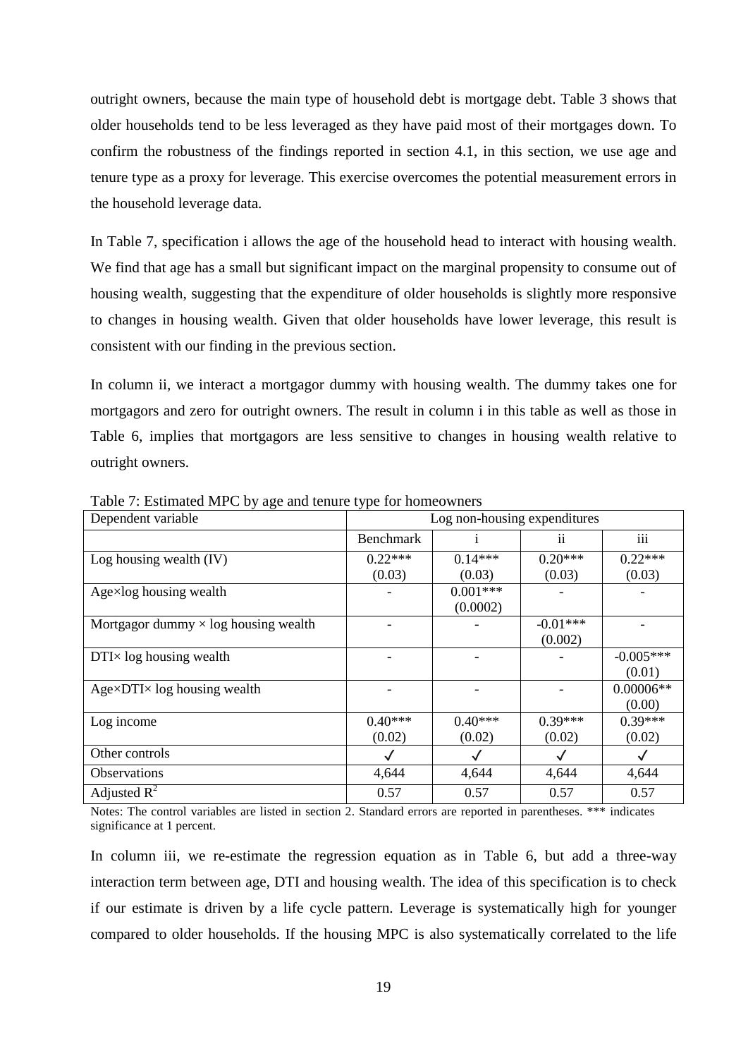outright owners, because the main type of household debt is mortgage debt. Table 3 shows that older households tend to be less leveraged as they have paid most of their mortgages down. To confirm the robustness of the findings reported in section 4.1, in this section, we use age and tenure type as a proxy for leverage. This exercise overcomes the potential measurement errors in the household leverage data.

In Table 7, specification i allows the age of the household head to interact with housing wealth. We find that age has a small but significant impact on the marginal propensity to consume out of housing wealth, suggesting that the expenditure of older households is slightly more responsive to changes in housing wealth. Given that older households have lower leverage, this result is consistent with our finding in the previous section.

In column ii, we interact a mortgagor dummy with housing wealth. The dummy takes one for mortgagors and zero for outright owners. The result in column i in this table as well as those in Table 6, implies that mortgagors are less sensitive to changes in housing wealth relative to outright owners.

Table 7: Estimated MPC by age and tenure type for homeowners

| Dependent variable | Log non-housing expenditures | | | |
|---|---|---|---|---|
| | Benchmark | i | ii | iii |
| Log housing wealth (IV) | 0.22*** (0.03) | 0.14*** (0.03) | 0.20*** (0.03) | 0.22*** (0.03) |
| Age×log housing wealth | - | 0.001*** (0.0002) | - | - |
| Mortgagor dummy × log housing wealth | - | - | -0.01*** (0.002) | - |
| DTI× log housing wealth | - | - | - | -0.005*** (0.01) |
| Age×DTI× log housing wealth | - | - | - | 0.00006** (0.00) |
| Log income | 0.40*** (0.02) | 0.40*** (0.02) | 0.39*** (0.02) | 0.39*** (0.02) |
| Other controls | ✓ | ✓ | ✓ | ✓ |
| Observations | 4,644 | 4,644 | 4,644 | 4,644 |
| Adjusted $R^2$ | 0.57 | 0.57 | 0.57 | 0.57 |

Notes: The control variables are listed in section 2. Standard errors are reported in parentheses. *** indicates significance at 1 percent.

In column iii, we re-estimate the regression equation as in Table 6, but add a three-way interaction term between age, DTI and housing wealth. The idea of this specification is to check if our estimate is driven by a life cycle pattern. Leverage is systematically high for younger compared to older households. If the housing MPC is also systematically correlated to the life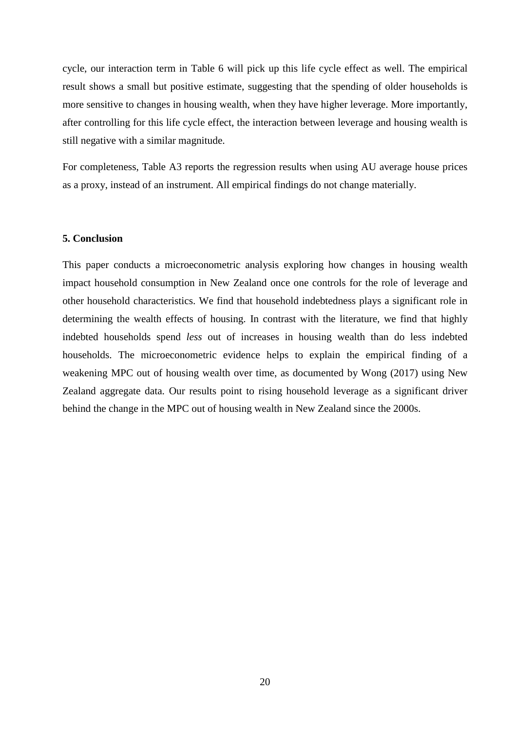cycle, our interaction term in Table 6 will pick up this life cycle effect as well. The empirical result shows a small but positive estimate, suggesting that the spending of older households is more sensitive to changes in housing wealth, when they have higher leverage. More importantly, after controlling for this life cycle effect, the interaction between leverage and housing wealth is still negative with a similar magnitude.

For completeness, Table A3 reports the regression results when using AU average house prices as a proxy, instead of an instrument. All empirical findings do not change materially.

## 5. Conclusion

This paper conducts a microeconometric analysis exploring how changes in housing wealth impact household consumption in New Zealand once one controls for the role of leverage and other household characteristics. We find that household indebtedness plays a significant role in determining the wealth effects of housing. In contrast with the literature, we find that highly indebted households spend *less* out of increases in housing wealth than do less indebted households. The microeconometric evidence helps to explain the empirical finding of a weakening MPC out of housing wealth over time, as documented by Wong (2017) using New Zealand aggregate data. Our results point to rising household leverage as a significant driver behind the change in the MPC out of housing wealth in New Zealand since the 2000s.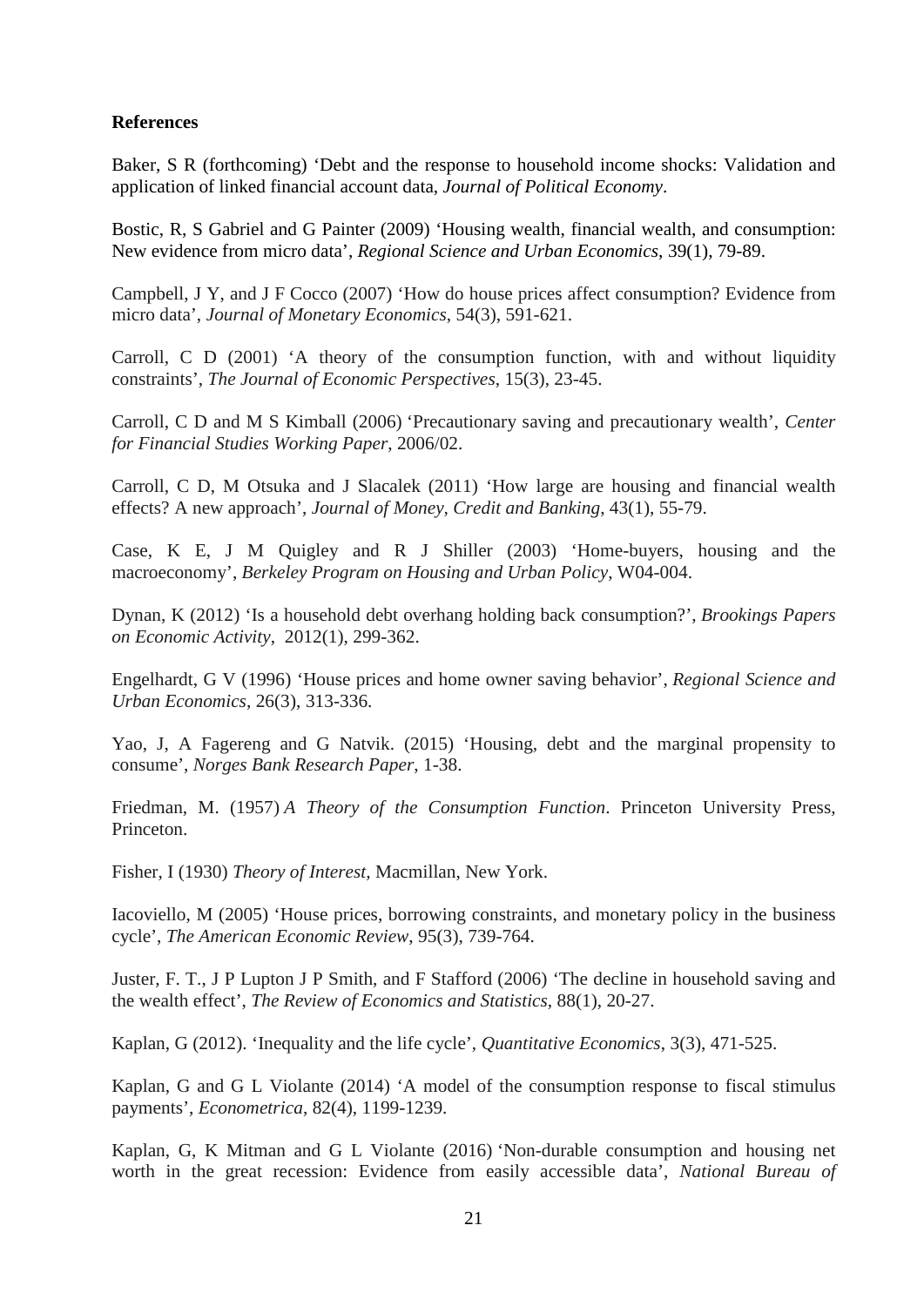**References**

Baker, S R (forthcoming) 'Debt and the response to household income shocks: Validation and application of linked financial account data, *Journal of Political Economy*.

Bostic, R, S Gabriel and G Painter (2009) 'Housing wealth, financial wealth, and consumption: New evidence from micro data', *Regional Science and Urban Economics*, 39(1), 79-89.

Campbell, J Y, and J F Cocco (2007) 'How do house prices affect consumption? Evidence from micro data', *Journal of Monetary Economics*, 54(3), 591-621.

Carroll, C D (2001) 'A theory of the consumption function, with and without liquidity constraints', *The Journal of Economic Perspectives*, 15(3), 23-45.

Carroll, C D and M S Kimball (2006) 'Precautionary saving and precautionary wealth', *Center for Financial Studies Working Paper*, 2006/02.

Carroll, C D, M Otsuka and J Slacalek (2011) 'How large are housing and financial wealth effects? A new approach', *Journal of Money, Credit and Banking*, 43(1), 55-79.

Case, K E, J M Quigley and R J Shiller (2003) 'Home-buyers, housing and the macroeconomy', *Berkeley Program on Housing and Urban Policy*, W04-004.

Dynan, K (2012) 'Is a household debt overhang holding back consumption?', *Brookings Papers on Economic Activity*, 2012(1), 299-362.

Engelhardt, G V (1996) 'House prices and home owner saving behavior', *Regional Science and Urban Economics*, 26(3), 313-336.

Yao, J, A Fagereng and G Natvik. (2015) 'Housing, debt and the marginal propensity to consume', *Norges Bank Research Paper*, 1-38.

Friedman, M. (1957) *A Theory of the Consumption Function*. Princeton University Press, Princeton.

Fisher, I (1930) *Theory of Interest*, Macmillan, New York.

Iacoviello, M (2005) 'House prices, borrowing constraints, and monetary policy in the business cycle', *The American Economic Review*, 95(3), 739-764.

Juster, F. T., J P Lupton J P Smith, and F Stafford (2006) 'The decline in household saving and the wealth effect', *The Review of Economics and Statistics*, 88(1), 20-27.

Kaplan, G (2012). 'Inequality and the life cycle', *Quantitative Economics*, 3(3), 471-525.

Kaplan, G and G L Violante (2014) 'A model of the consumption response to fiscal stimulus payments', *Econometrica*, 82(4), 1199-1239.

Kaplan, G, K Mitman and G L Violante (2016) 'Non-durable consumption and housing net worth in the great recession: Evidence from easily accessible data', *National Bureau of*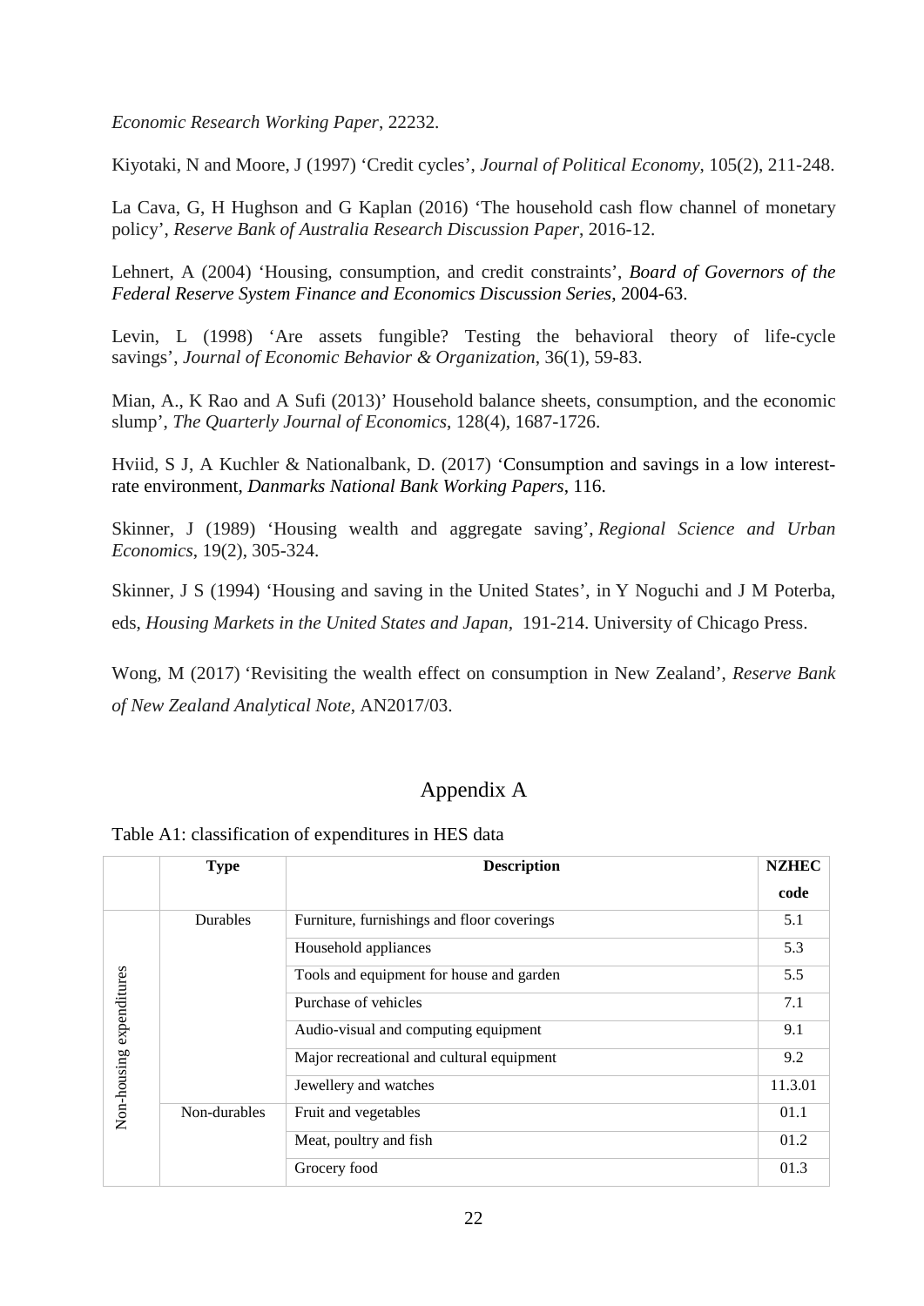*Economic Research Working Paper*, 22232.

Kiyotaki, N and Moore, J (1997) 'Credit cycles', *Journal of Political Economy*, 105(2), 211-248.

La Cava, G, H Hughson and G Kaplan (2016) 'The household cash flow channel of monetary policy', *Reserve Bank of Australia Research Discussion Paper*, 2016-12.

Lehnert, A (2004) 'Housing, consumption, and credit constraints', *Board of Governors of the Federal Reserve System Finance and Economics Discussion Series*, 2004-63.

Levin, L (1998) 'Are assets fungible? Testing the behavioral theory of life-cycle savings', *Journal of Economic Behavior & Organization*, 36(1), 59-83.

Mian, A., K Rao and A Sufi (2013)' Household balance sheets, consumption, and the economic slump', *The Quarterly Journal of Economics*, 128(4), 1687-1726.

Hviid, S J, A Kuchler & Nationalbank, D. (2017) 'Consumption and savings in a low interest-rate environment, *Danmarks National Bank Working Papers*, 116.

Skinner, J (1989) 'Housing wealth and aggregate saving', *Regional Science and Urban Economics*, 19(2), 305-324.

Skinner, J S (1994) 'Housing and saving in the United States', in Y Noguchi and J M Poterba, eds, *Housing Markets in the United States and Japan*, 191-214. University of Chicago Press.

Wong, M (2017) 'Revisiting the wealth effect on consumption in New Zealand', *Reserve Bank of New Zealand Analytical Note*, AN2017/03.

# Appendix A

Table A1: classification of expenditures in HES data

| | **Type** | **Description** | **NZHEC code** |
|---|---|---|---|
| Non-housing expenditures | Durables | Furniture, furnishings and floor coverings | 5.1 |
| | | Household appliances | 5.3 |
| | | Tools and equipment for house and garden | 5.5 |
| | | Purchase of vehicles | 7.1 |
| | | Audio-visual and computing equipment | 9.1 |
| | | Major recreational and cultural equipment | 9.2 |
| | | Jewellery and watches | 11.3.01 |
| | Non-durables | Fruit and vegetables | 01.1 |
| | | Meat, poultry and fish | 01.2 |
| | | Grocery food | 01.3 |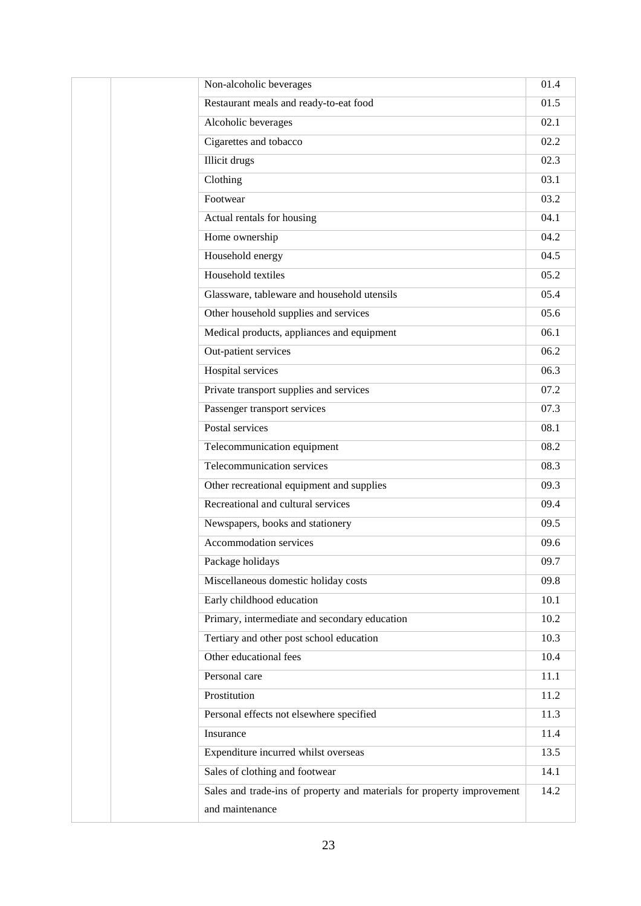| | | | |
|---|---|---|---|
| | | Non-alcoholic beverages | 01.4 |
| | | Restaurant meals and ready-to-eat food | 01.5 |
| | | Alcoholic beverages | 02.1 |
| | | Cigarettes and tobacco | 02.2 |
| | | Illicit drugs | 02.3 |
| | | Clothing | 03.1 |
| | | Footwear | 03.2 |
| | | Actual rentals for housing | 04.1 |
| | | Home ownership | 04.2 |
| | | Household energy | 04.5 |
| | | Household textiles | 05.2 |
| | | Glassware, tableware and household utensils | 05.4 |
| | | Other household supplies and services | 05.6 |
| | | Medical products, appliances and equipment | 06.1 |
| | | Out-patient services | 06.2 |
| | | Hospital services | 06.3 |
| | | Private transport supplies and services | 07.2 |
| | | Passenger transport services | 07.3 |
| | | Postal services | 08.1 |
| | | Telecommunication equipment | 08.2 |
| | | Telecommunication services | 08.3 |
| | | Other recreational equipment and supplies | 09.3 |
| | | Recreational and cultural services | 09.4 |
| | | Newspapers, books and stationery | 09.5 |
| | | Accommodation services | 09.6 |
| | | Package holidays | 09.7 |
| | | Miscellaneous domestic holiday costs | 09.8 |
| | | Early childhood education | 10.1 |
| | | Primary, intermediate and secondary education | 10.2 |
| | | Tertiary and other post school education | 10.3 |
| | | Other educational fees | 10.4 |
| | | Personal care | 11.1 |
| | | Prostitution | 11.2 |
| | | Personal effects not elsewhere specified | 11.3 |
| | | Insurance | 11.4 |
| | | Expenditure incurred whilst overseas | 13.5 |
| | | Sales of clothing and footwear | 14.1 |
| | | Sales and trade-ins of property and materials for property improvement and maintenance | 14.2 |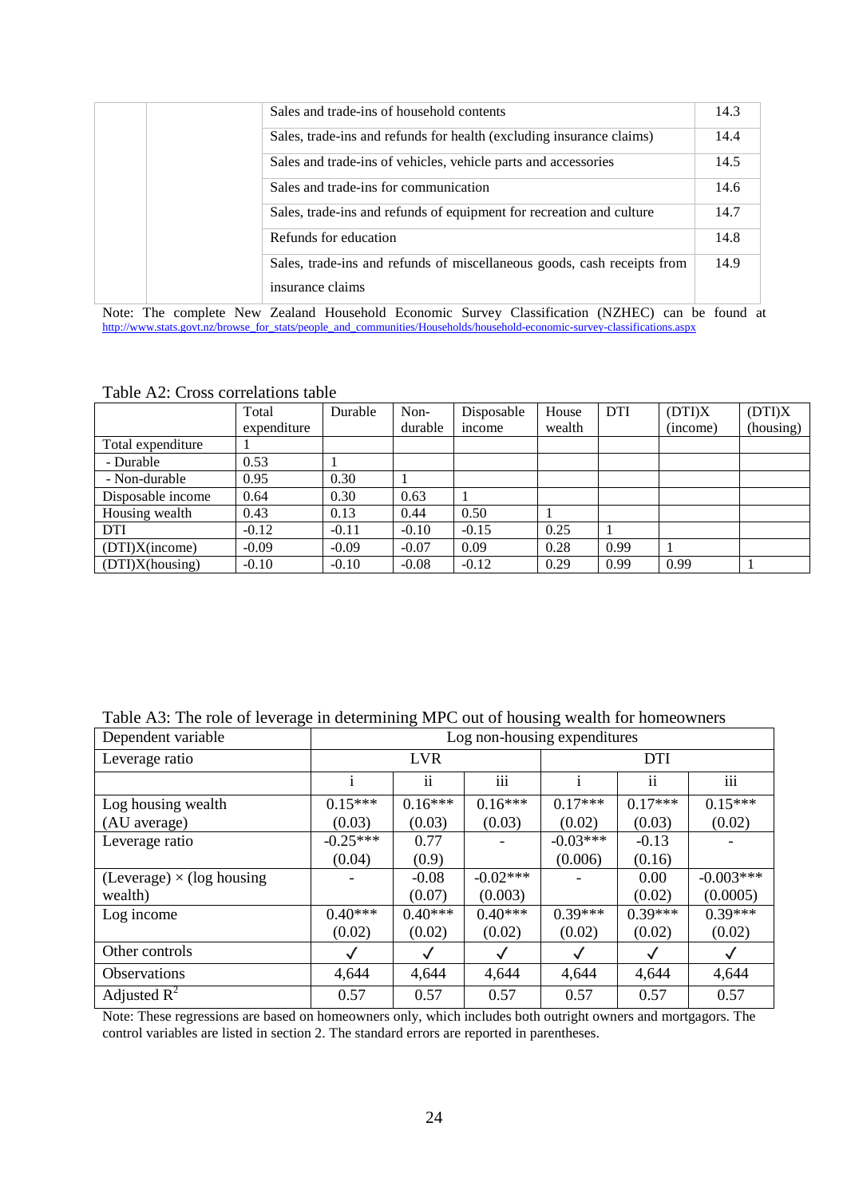| | | | |
|---|---|---|---|
| | | Sales and trade-ins of household contents | 14.3 |
| | | Sales, trade-ins and refunds for health (excluding insurance claims) | 14.4 |
| | | Sales and trade-ins of vehicles, vehicle parts and accessories | 14.5 |
| | | Sales and trade-ins for communication | 14.6 |
| | | Sales, trade-ins and refunds of equipment for recreation and culture | 14.7 |
| | | Refunds for education | 14.8 |
| | | Sales, trade-ins and refunds of miscellaneous goods, cash receipts from insurance claims | 14.9 |

Note: The complete New Zealand Household Economic Survey Classification (NZHEC) can be found at http://www.stats.govt.nz/browse_for_stats/people_and_communities/Households/household-economic-survey-classifications.aspx

Table A2: Cross correlations table

| | Total expenditure | Durable | Non-durable | Disposable income | House wealth | DTI | (DTI)X (income) | (DTI)X (housing) |
|---|---|---|---|---|---|---|---|---|
| Total expenditure | 1 | | | | | | | |
| - Durable | 0.53 | 1 | | | | | | |
| - Non-durable | 0.95 | 0.30 | 1 | | | | | |
| Disposable income | 0.64 | 0.30 | 0.63 | 1 | | | | |
| Housing wealth | 0.43 | 0.13 | 0.44 | 0.50 | 1 | | | |
| DTI | -0.12 | -0.11 | -0.10 | -0.15 | 0.25 | 1 | | |
| (DTI)X(income) | -0.09 | -0.09 | -0.07 | 0.09 | 0.28 | 0.99 | 1 | |
| (DTI)X(housing) | -0.10 | -0.10 | -0.08 | -0.12 | 0.29 | 0.99 | 0.99 | 1 |

Table A3: The role of leverage in determining MPC out of housing wealth for homeowners

| Dependent variable | Log non-housing expenditures | | | | | |
|---|---|---|---|---|---|---|
| Leverage ratio | LVR | | | DTI | | |
| | i | ii | iii | i | ii | iii |
| Log housing wealth (AU average) | 0.15*** (0.03) | 0.16*** (0.03) | 0.16*** (0.03) | 0.17*** (0.02) | 0.17*** (0.03) | 0.15*** (0.02) |
| Leverage ratio | -0.25*** (0.04) | 0.77 (0.9) | - | -0.03*** (0.006) | -0.13 (0.16) | - |
| (Leverage) × (log housing wealth) | - | -0.08 (0.07) | -0.02*** (0.003) | - | 0.00 (0.02) | -0.003*** (0.0005) |
| Log income | 0.40*** (0.02) | 0.40*** (0.02) | 0.40*** (0.02) | 0.39*** (0.02) | 0.39*** (0.02) | 0.39*** (0.02) |
| Other controls | ✓ | ✓ | ✓ | ✓ | ✓ | ✓ |
| Observations | 4,644 | 4,644 | 4,644 | 4,644 | 4,644 | 4,644 |
| Adjusted $R^2$ | 0.57 | 0.57 | 0.57 | 0.57 | 0.57 | 0.57 |

Note: These regressions are based on homeowners only, which includes both outright owners and mortgagors. The control variables are listed in section 2. The standard errors are reported in parentheses.